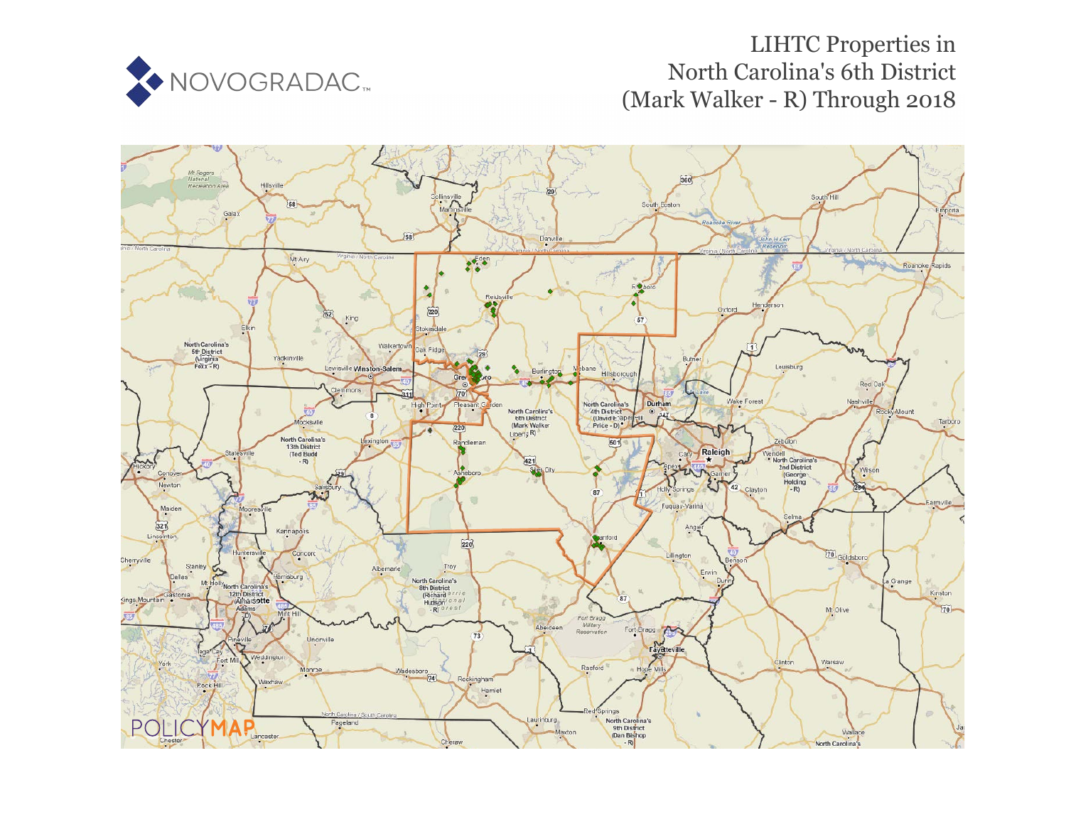NOVOGRADAC

# LIHTC Properties in North Carolina's 6th District (Mark Walker - R) Through 2018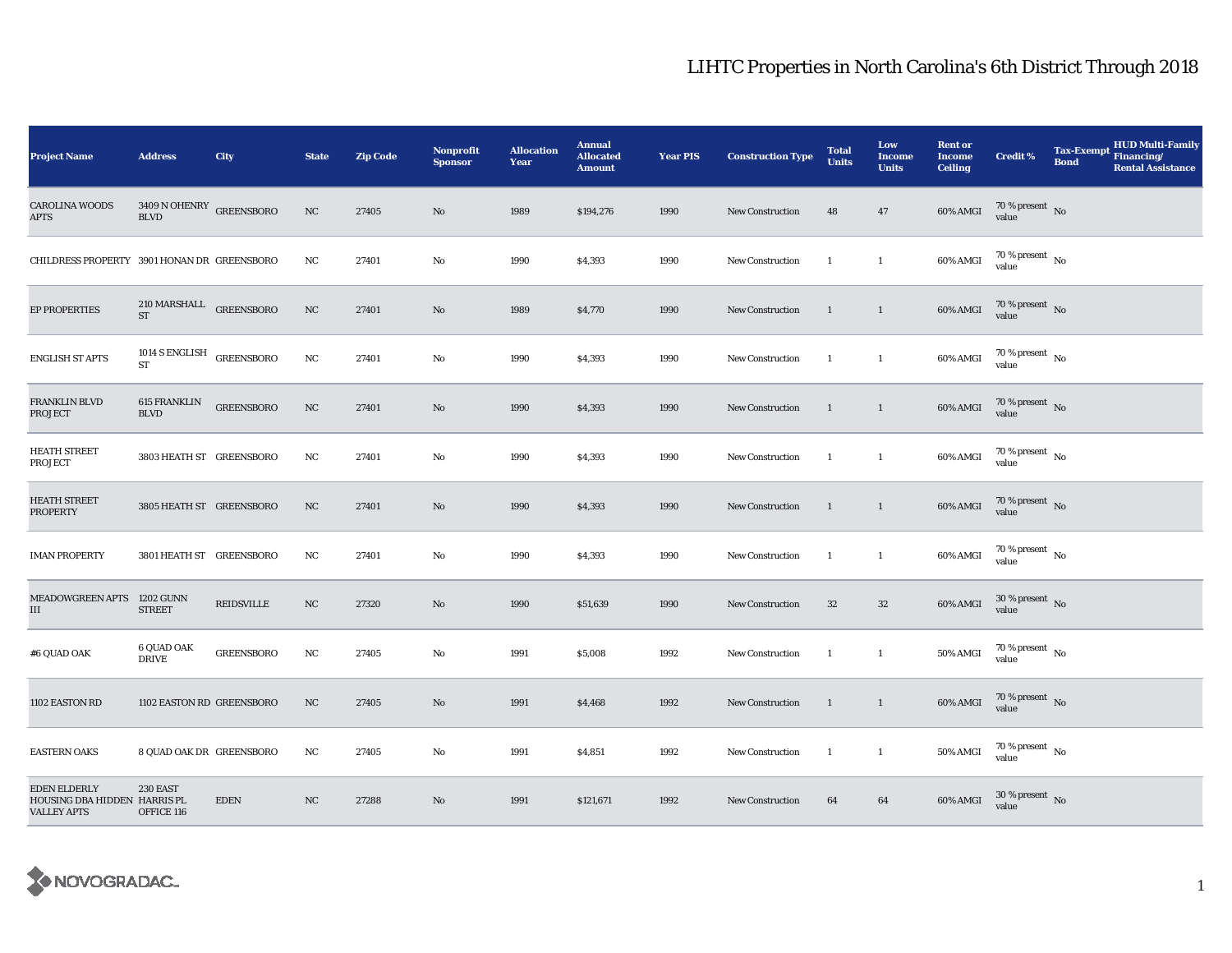# LIHTC Properties in North Carolina's 6th District Through 2018

| Project Name | Address | City | State | Zip Code | Nonprofit Sponsor | Allocation Year | Annual Allocated Amount | Year PIS | Construction Type | Total Units | Low Income Units | Rent or Income Ceiling | Credit % | Tax-Exempt Bond | HUD Multi-Family Financing/ Rental Assistance |
|---|---|---|---|---|---|---|---|---|---|---|---|---|---|---|---|
| CAROLINA WOODS APTS | 3409 N OHENRY BLVD | GREENSBORO | NC | 27405 | No | 1989 | $194,276 | 1990 | New Construction | 48 | 47 | 60% AMGI | 70 % present value | No | |
| CHILDRESS PROPERTY | 3901 HONAN DR | GREENSBORO | NC | 27401 | No | 1990 | $4,393 | 1990 | New Construction | 1 | 1 | 60% AMGI | 70 % present value | No | |
| EP PROPERTIES | 210 MARSHALL ST | GREENSBORO | NC | 27401 | No | 1989 | $4,770 | 1990 | New Construction | 1 | 1 | 60% AMGI | 70 % present value | No | |
| ENGLISH ST APTS | 1014 S ENGLISH ST | GREENSBORO | NC | 27401 | No | 1990 | $4,393 | 1990 | New Construction | 1 | 1 | 60% AMGI | 70 % present value | No | |
| FRANKLIN BLVD PROJECT | 615 FRANKLIN BLVD | GREENSBORO | NC | 27401 | No | 1990 | $4,393 | 1990 | New Construction | 1 | 1 | 60% AMGI | 70 % present value | No | |
| HEATH STREET PROJECT | 3803 HEATH ST | GREENSBORO | NC | 27401 | No | 1990 | $4,393 | 1990 | New Construction | 1 | 1 | 60% AMGI | 70 % present value | No | |
| HEATH STREET PROPERTY | 3805 HEATH ST | GREENSBORO | NC | 27401 | No | 1990 | $4,393 | 1990 | New Construction | 1 | 1 | 60% AMGI | 70 % present value | No | |
| IMAN PROPERTY | 3801 HEATH ST | GREENSBORO | NC | 27401 | No | 1990 | $4,393 | 1990 | New Construction | 1 | 1 | 60% AMGI | 70 % present value | No | |
| MEADOWGREEN APTS III | 1202 GUNN STREET | REIDSVILLE | NC | 27320 | No | 1990 | $51,639 | 1990 | New Construction | 32 | 32 | 60% AMGI | 30 % present value | No | |
| #6 QUAD OAK | 6 QUAD OAK DRIVE | GREENSBORO | NC | 27405 | No | 1991 | $5,008 | 1992 | New Construction | 1 | 1 | 50% AMGI | 70 % present value | No | |
| 1102 EASTON RD | 1102 EASTON RD | GREENSBORO | NC | 27405 | No | 1991 | $4,468 | 1992 | New Construction | 1 | 1 | 60% AMGI | 70 % present value | No | |
| EASTERN OAKS | 8 QUAD OAK DR | GREENSBORO | NC | 27405 | No | 1991 | $4,851 | 1992 | New Construction | 1 | 1 | 50% AMGI | 70 % present value | No | |
| EDEN ELDERLY HOUSING DBA HIDDEN VALLEY APTS | 230 EAST HARRIS PL OFFICE 116 | EDEN | NC | 27288 | No | 1991 | $121,671 | 1992 | New Construction | 64 | 64 | 60% AMGI | 30 % present value | No | |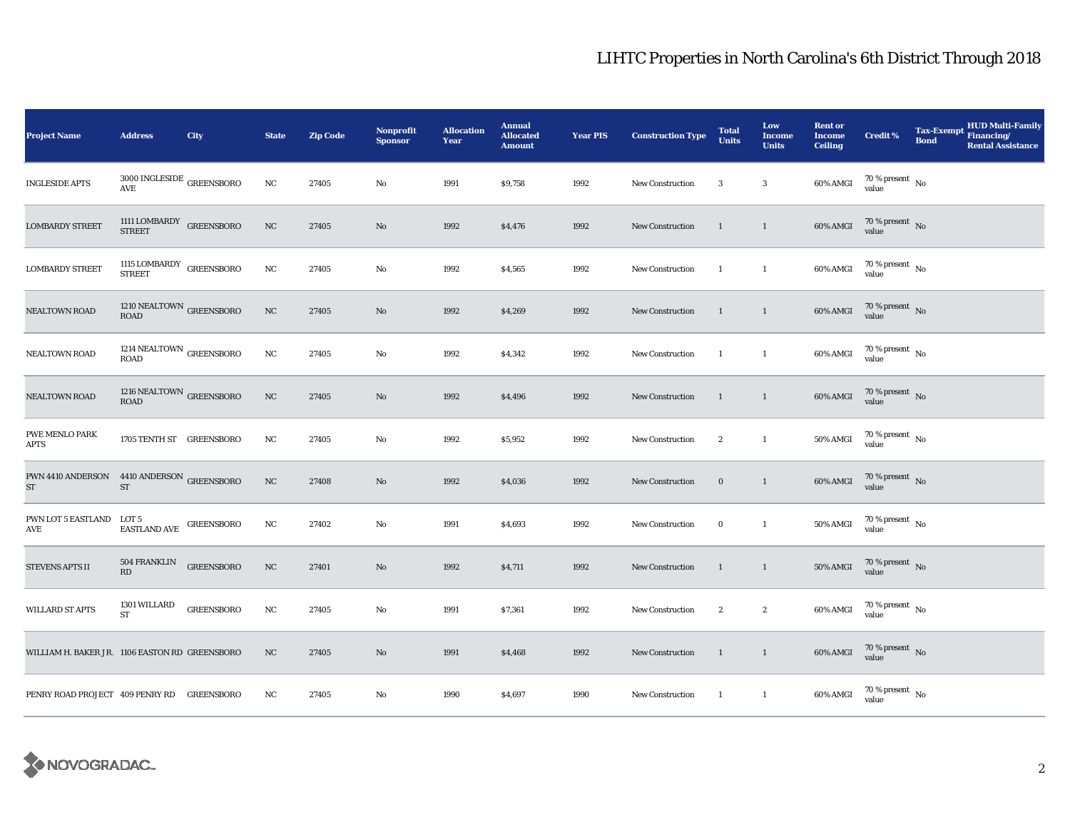# LIHTC Properties in North Carolina's 6th District Through 2018

| Project Name | Address | City | State | Zip Code | Nonprofit Sponsor | Allocation Year | Annual Allocated Amount | Year PIS | Construction Type | Total Units | Low Income Units | Rent or Income Ceiling | Credit % | Tax-Exempt Bond | HUD Multi-Family Financing/ Rental Assistance |
|---|---|---|---|---|---|---|---|---|---|---|---|---|---|---|---|
| INGLESIDE APTS | 3000 INGLESIDE AVE | GREENSBORO | NC | 27405 | No | 1991 | $9,758 | 1992 | New Construction | 3 | 3 | 60% AMGI | 70 % present value | No | |
| LOMBARDY STREET | 1111 LOMBARDY STREET | GREENSBORO | NC | 27405 | No | 1992 | $4,476 | 1992 | New Construction | 1 | 1 | 60% AMGI | 70 % present value | No | |
| LOMBARDY STREET | 1115 LOMBARDY STREET | GREENSBORO | NC | 27405 | No | 1992 | $4,565 | 1992 | New Construction | 1 | 1 | 60% AMGI | 70 % present value | No | |
| NEALTOWN ROAD | 1210 NEALTOWN ROAD | GREENSBORO | NC | 27405 | No | 1992 | $4,269 | 1992 | New Construction | 1 | 1 | 60% AMGI | 70 % present value | No | |
| NEALTOWN ROAD | 1214 NEALTOWN ROAD | GREENSBORO | NC | 27405 | No | 1992 | $4,342 | 1992 | New Construction | 1 | 1 | 60% AMGI | 70 % present value | No | |
| NEALTOWN ROAD | 1216 NEALTOWN ROAD | GREENSBORO | NC | 27405 | No | 1992 | $4,496 | 1992 | New Construction | 1 | 1 | 60% AMGI | 70 % present value | No | |
| PWE MENLO PARK APTS | 1705 TENTH ST | GREENSBORO | NC | 27405 | No | 1992 | $5,952 | 1992 | New Construction | 2 | 1 | 50% AMGI | 70 % present value | No | |
| PWN 4410 ANDERSON ST | 4410 ANDERSON ST | GREENSBORO | NC | 27408 | No | 1992 | $4,036 | 1992 | New Construction | 0 | 1 | 60% AMGI | 70 % present value | No | |
| PWN LOT 5 EASTLAND AVE | LOT 5 EASTLAND AVE | GREENSBORO | NC | 27402 | No | 1991 | $4,693 | 1992 | New Construction | 0 | 1 | 50% AMGI | 70 % present value | No | |
| STEVENS APTS II | 504 FRANKLIN RD | GREENSBORO | NC | 27401 | No | 1992 | $4,711 | 1992 | New Construction | 1 | 1 | 50% AMGI | 70 % present value | No | |
| WILLARD ST APTS | 1301 WILLARD ST | GREENSBORO | NC | 27405 | No | 1991 | $7,361 | 1992 | New Construction | 2 | 2 | 60% AMGI | 70 % present value | No | |
| WILLIAM H. BAKER JR. | 1106 EASTON RD | GREENSBORO | NC | 27405 | No | 1991 | $4,468 | 1992 | New Construction | 1 | 1 | 60% AMGI | 70 % present value | No | |
| PENRY ROAD PROJECT | 409 PENRY RD | GREENSBORO | NC | 27405 | No | 1990 | $4,697 | 1990 | New Construction | 1 | 1 | 60% AMGI | 70 % present value | No | |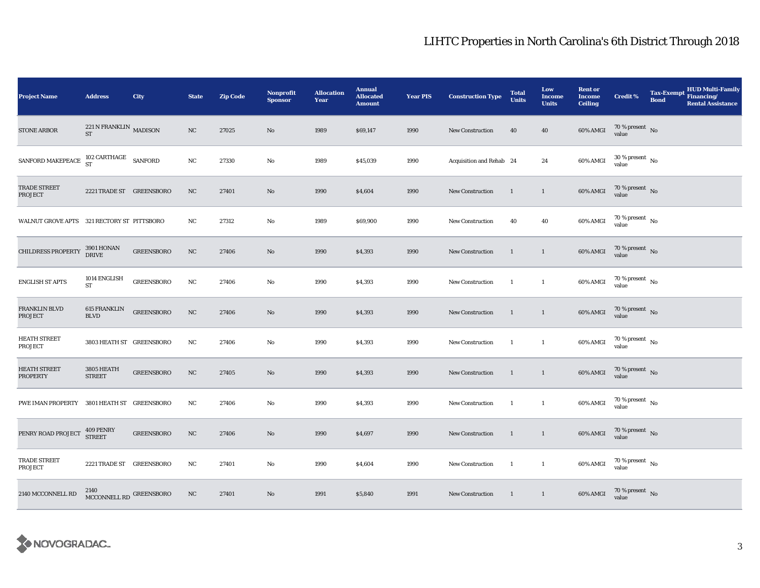# LIHTC Properties in North Carolina's 6th District Through 2018

| Project Name | Address | City | State | Zip Code | Nonprofit Sponsor | Allocation Year | Annual Allocated Amount | Year PIS | Construction Type | Total Units | Low Income Units | Rent or Income Ceiling | Credit % | Tax-Exempt Bond | HUD Multi-Family Financing/ Rental Assistance |
|---|---|---|---|---|---|---|---|---|---|---|---|---|---|---|---|
| STONE ARBOR | 221 N FRANKLIN ST | MADISON | NC | 27025 | No | 1989 | $69,147 | 1990 | New Construction | 40 | 40 | 60% AMGI | 70 % present value | No | |
| SANFORD MAKEPEACE | 102 CARTHAGE ST | SANFORD | NC | 27330 | No | 1989 | $45,039 | 1990 | Acquisition and Rehab | 24 | 24 | 60% AMGI | 30 % present value | No | |
| TRADE STREET PROJECT | 2221 TRADE ST | GREENSBORO | NC | 27401 | No | 1990 | $4,604 | 1990 | New Construction | 1 | 1 | 60% AMGI | 70 % present value | No | |
| WALNUT GROVE APTS | 321 RECTORY ST | PITTSBORO | NC | 27312 | No | 1989 | $69,900 | 1990 | New Construction | 40 | 40 | 60% AMGI | 70 % present value | No | |
| CHILDRESS PROPERTY | 3901 HONAN DRIVE | GREENSBORO | NC | 27406 | No | 1990 | $4,393 | 1990 | New Construction | 1 | 1 | 60% AMGI | 70 % present value | No | |
| ENGLISH ST APTS | 1014 ENGLISH ST | GREENSBORO | NC | 27406 | No | 1990 | $4,393 | 1990 | New Construction | 1 | 1 | 60% AMGI | 70 % present value | No | |
| FRANKLIN BLVD PROJECT | 615 FRANKLIN BLVD | GREENSBORO | NC | 27406 | No | 1990 | $4,393 | 1990 | New Construction | 1 | 1 | 60% AMGI | 70 % present value | No | |
| HEATH STREET PROJECT | 3803 HEATH ST | GREENSBORO | NC | 27406 | No | 1990 | $4,393 | 1990 | New Construction | 1 | 1 | 60% AMGI | 70 % present value | No | |
| HEATH STREET PROPERTY | 3805 HEATH STREET | GREENSBORO | NC | 27405 | No | 1990 | $4,393 | 1990 | New Construction | 1 | 1 | 60% AMGI | 70 % present value | No | |
| PWE IMAN PROPERTY | 3801 HEATH ST | GREENSBORO | NC | 27406 | No | 1990 | $4,393 | 1990 | New Construction | 1 | 1 | 60% AMGI | 70 % present value | No | |
| PENRY ROAD PROJECT | 409 PENRY STREET | GREENSBORO | NC | 27406 | No | 1990 | $4,697 | 1990 | New Construction | 1 | 1 | 60% AMGI | 70 % present value | No | |
| TRADE STREET PROJECT | 2221 TRADE ST | GREENSBORO | NC | 27401 | No | 1990 | $4,604 | 1990 | New Construction | 1 | 1 | 60% AMGI | 70 % present value | No | |
| 2140 MCCONNELL RD | 2140 MCCONNELL RD | GREENSBORO | NC | 27401 | No | 1991 | $5,840 | 1991 | New Construction | 1 | 1 | 60% AMGI | 70 % present value | No | |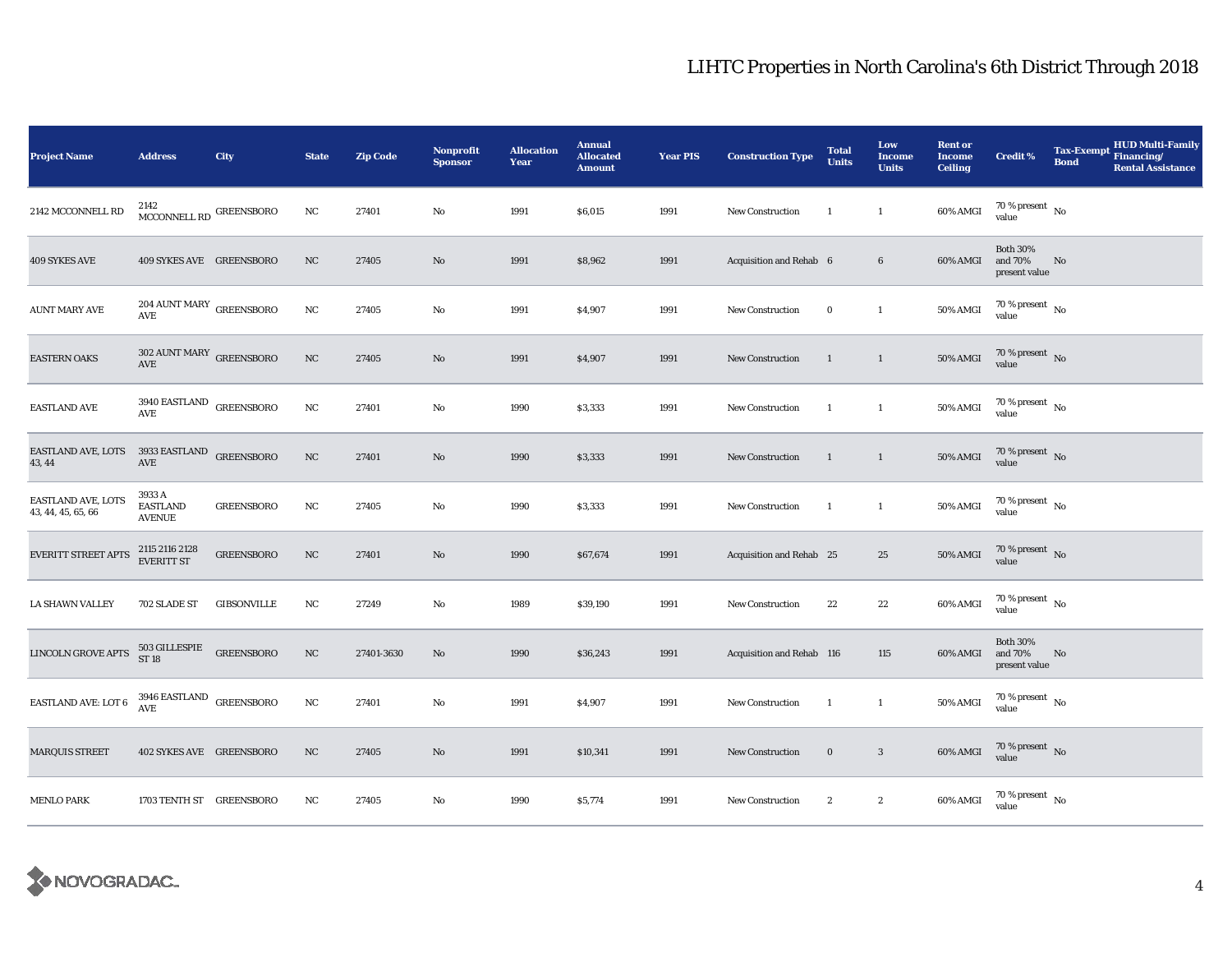# LIHTC Properties in North Carolina's 6th District Through 2018

| Project Name | Address | City | State | Zip Code | Nonprofit Sponsor | Allocation Year | Annual Allocated Amount | Year PIS | Construction Type | Total Units | Low Income Units | Rent or Income Ceiling | Credit % | Tax-Exempt Bond | HUD Multi-Family Financing/ Rental Assistance |
|---|---|---|---|---|---|---|---|---|---|---|---|---|---|---|---|
| 2142 MCCONNELL RD | 2142 MCCONNELL RD | GREENSBORO | NC | 27401 | No | 1991 | $6,015 | 1991 | New Construction | 1 | 1 | 60% AMGI | 70 % present value | No | |
| 409 SYKES AVE | 409 SYKES AVE | GREENSBORO | NC | 27405 | No | 1991 | $8,962 | 1991 | Acquisition and Rehab | 6 | 6 | 60% AMGI | Both 30% and 70% present value | No | |
| AUNT MARY AVE | 204 AUNT MARY AVE | GREENSBORO | NC | 27405 | No | 1991 | $4,907 | 1991 | New Construction | 0 | 1 | 50% AMGI | 70 % present value | No | |
| EASTERN OAKS | 302 AUNT MARY AVE | GREENSBORO | NC | 27405 | No | 1991 | $4,907 | 1991 | New Construction | 1 | 1 | 50% AMGI | 70 % present value | No | |
| EASTLAND AVE | 3940 EASTLAND AVE | GREENSBORO | NC | 27401 | No | 1990 | $3,333 | 1991 | New Construction | 1 | 1 | 50% AMGI | 70 % present value | No | |
| EASTLAND AVE, LOTS 43, 44 | 3933 EASTLAND AVE | GREENSBORO | NC | 27401 | No | 1990 | $3,333 | 1991 | New Construction | 1 | 1 | 50% AMGI | 70 % present value | No | |
| EASTLAND AVE, LOTS 43, 44, 45, 65, 66 | 3933 A EASTLAND AVENUE | GREENSBORO | NC | 27405 | No | 1990 | $3,333 | 1991 | New Construction | 1 | 1 | 50% AMGI | 70 % present value | No | |
| EVERITT STREET APTS | 2115 2116 2128 EVERITT ST | GREENSBORO | NC | 27401 | No | 1990 | $67,674 | 1991 | Acquisition and Rehab | 25 | 25 | 50% AMGI | 70 % present value | No | |
| LA SHAWN VALLEY | 702 SLADE ST | GIBSONVILLE | NC | 27249 | No | 1989 | $39,190 | 1991 | New Construction | 22 | 22 | 60% AMGI | 70 % present value | No | |
| LINCOLN GROVE APTS | 503 GILLESPIE ST 18 | GREENSBORO | NC | 27401-3630 | No | 1990 | $36,243 | 1991 | Acquisition and Rehab | 116 | 115 | 60% AMGI | Both 30% and 70% present value | No | |
| EASTLAND AVE: LOT 6 | 3946 EASTLAND AVE | GREENSBORO | NC | 27401 | No | 1991 | $4,907 | 1991 | New Construction | 1 | 1 | 50% AMGI | 70 % present value | No | |
| MARQUIS STREET | 402 SYKES AVE | GREENSBORO | NC | 27405 | No | 1991 | $10,341 | 1991 | New Construction | 0 | 3 | 60% AMGI | 70 % present value | No | |
| MENLO PARK | 1703 TENTH ST | GREENSBORO | NC | 27405 | No | 1990 | $5,774 | 1991 | New Construction | 2 | 2 | 60% AMGI | 70 % present value | No | |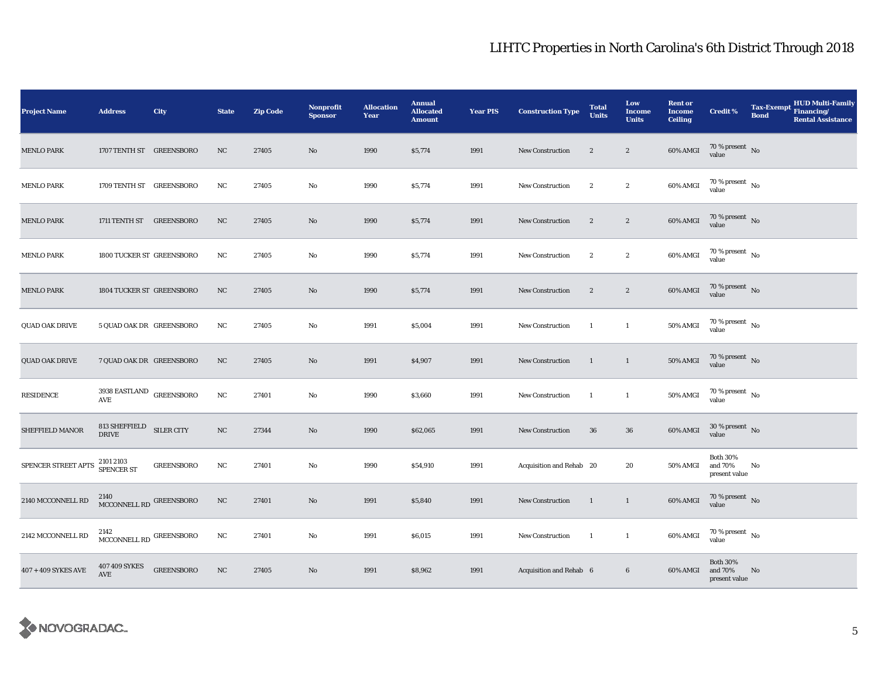## LIHTC Properties in North Carolina's 6th District Through 2018

| Project Name | Address | City | State | Zip Code | Nonprofit Sponsor | Allocation Year | Annual Allocated Amount | Year PIS | Construction Type | Total Units | Low Income Units | Rent or Income Ceiling | Credit % | Tax-Exempt Bond | HUD Multi-Family Financing/ Rental Assistance |
|---|---|---|---|---|---|---|---|---|---|---|---|---|---|---|---|
| MENLO PARK | 1707 TENTH ST | GREENSBORO | NC | 27405 | No | 1990 | $5,774 | 1991 | New Construction | 2 | 2 | 60% AMGI | 70 % present value | No | |
| MENLO PARK | 1709 TENTH ST | GREENSBORO | NC | 27405 | No | 1990 | $5,774 | 1991 | New Construction | 2 | 2 | 60% AMGI | 70 % present value | No | |
| MENLO PARK | 1711 TENTH ST | GREENSBORO | NC | 27405 | No | 1990 | $5,774 | 1991 | New Construction | 2 | 2 | 60% AMGI | 70 % present value | No | |
| MENLO PARK | 1800 TUCKER ST | GREENSBORO | NC | 27405 | No | 1990 | $5,774 | 1991 | New Construction | 2 | 2 | 60% AMGI | 70 % present value | No | |
| MENLO PARK | 1804 TUCKER ST | GREENSBORO | NC | 27405 | No | 1990 | $5,774 | 1991 | New Construction | 2 | 2 | 60% AMGI | 70 % present value | No | |
| QUAD OAK DRIVE | 5 QUAD OAK DR | GREENSBORO | NC | 27405 | No | 1991 | $5,004 | 1991 | New Construction | 1 | 1 | 50% AMGI | 70 % present value | No | |
| QUAD OAK DRIVE | 7 QUAD OAK DR | GREENSBORO | NC | 27405 | No | 1991 | $4,907 | 1991 | New Construction | 1 | 1 | 50% AMGI | 70 % present value | No | |
| RESIDENCE | 3938 EASTLAND AVE | GREENSBORO | NC | 27401 | No | 1990 | $3,660 | 1991 | New Construction | 1 | 1 | 50% AMGI | 70 % present value | No | |
| SHEFFIELD MANOR | 813 SHEFFIELD DRIVE | SILER CITY | NC | 27344 | No | 1990 | $62,065 | 1991 | New Construction | 36 | 36 | 60% AMGI | 30 % present value | No | |
| SPENCER STREET APTS | 2101 2103 SPENCER ST | GREENSBORO | NC | 27401 | No | 1990 | $54,910 | 1991 | Acquisition and Rehab | 20 | 20 | 50% AMGI | Both 30% and 70% present value | No | |
| 2140 MCCONNELL RD | 2140 MCCONNELL RD | GREENSBORO | NC | 27401 | No | 1991 | $5,840 | 1991 | New Construction | 1 | 1 | 60% AMGI | 70 % present value | No | |
| 2142 MCCONNELL RD | 2142 MCCONNELL RD | GREENSBORO | NC | 27401 | No | 1991 | $6,015 | 1991 | New Construction | 1 | 1 | 60% AMGI | 70 % present value | No | |
| 407 + 409 SYKES AVE | 407 409 SYKES AVE | GREENSBORO | NC | 27405 | No | 1991 | $8,962 | 1991 | Acquisition and Rehab | 6 | 6 | 60% AMGI | Both 30% and 70% present value | No | |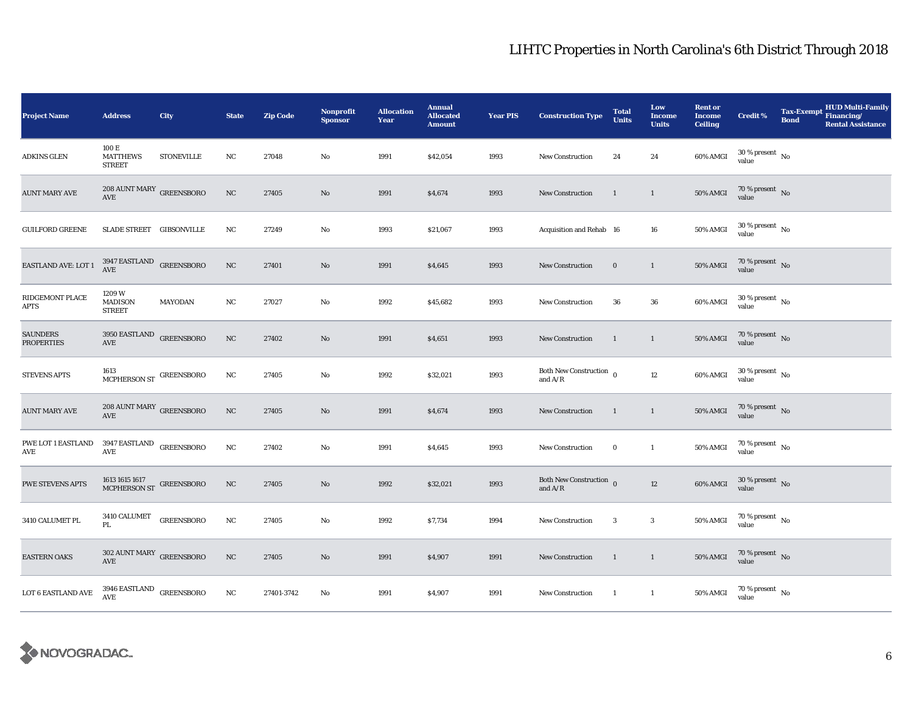# LIHTC Properties in North Carolina's 6th District Through 2018

| Project Name | Address | City | State | Zip Code | Nonprofit Sponsor | Allocation Year | Annual Allocated Amount | Year PIS | Construction Type | Total Units | Low Income Units | Rent or Income Ceiling | Credit % | Tax-Exempt Bond | HUD Multi-Family Financing/ Rental Assistance |
|---|---|---|---|---|---|---|---|---|---|---|---|---|---|---|---|
| ADKINS GLEN | 100 E MATTHEWS STREET | STONEVILLE | NC | 27048 | No | 1991 | $42,054 | 1993 | New Construction | 24 | 24 | 60% AMGI | 30 % present value | No | |
| AUNT MARY AVE | 208 AUNT MARY AVE | GREENSBORO | NC | 27405 | No | 1991 | $4,674 | 1993 | New Construction | 1 | 1 | 50% AMGI | 70 % present value | No | |
| GUILFORD GREENE | SLADE STREET | GIBSONVILLE | NC | 27249 | No | 1993 | $21,067 | 1993 | Acquisition and Rehab | 16 | 16 | 50% AMGI | 30 % present value | No | |
| EASTLAND AVE: LOT 1 | 3947 EASTLAND AVE | GREENSBORO | NC | 27401 | No | 1991 | $4,645 | 1993 | New Construction | 0 | 1 | 50% AMGI | 70 % present value | No | |
| RIDGEMONT PLACE APTS | 1209 W MADISON STREET | MAYODAN | NC | 27027 | No | 1992 | $45,682 | 1993 | New Construction | 36 | 36 | 60% AMGI | 30 % present value | No | |
| SAUNDERS PROPERTIES | 3950 EASTLAND AVE | GREENSBORO | NC | 27402 | No | 1991 | $4,651 | 1993 | New Construction | 1 | 1 | 50% AMGI | 70 % present value | No | |
| STEVENS APTS | 1613 MCPHERSON ST | GREENSBORO | NC | 27405 | No | 1992 | $32,021 | 1993 | Both New Construction and A/R | 0 | 12 | 60% AMGI | 30 % present value | No | |
| AUNT MARY AVE | 208 AUNT MARY AVE | GREENSBORO | NC | 27405 | No | 1991 | $4,674 | 1993 | New Construction | 1 | 1 | 50% AMGI | 70 % present value | No | |
| PWE LOT 1 EASTLAND AVE | 3947 EASTLAND AVE | GREENSBORO | NC | 27402 | No | 1991 | $4,645 | 1993 | New Construction | 0 | 1 | 50% AMGI | 70 % present value | No | |
| PWE STEVENS APTS | 1613 1615 1617 MCPHERSON ST | GREENSBORO | NC | 27405 | No | 1992 | $32,021 | 1993 | Both New Construction and A/R | 0 | 12 | 60% AMGI | 30 % present value | No | |
| 3410 CALUMET PL | 3410 CALUMET PL | GREENSBORO | NC | 27405 | No | 1992 | $7,734 | 1994 | New Construction | 3 | 3 | 50% AMGI | 70 % present value | No | |
| EASTERN OAKS | 302 AUNT MARY AVE | GREENSBORO | NC | 27405 | No | 1991 | $4,907 | 1991 | New Construction | 1 | 1 | 50% AMGI | 70 % present value | No | |
| LOT 6 EASTLAND AVE | 3946 EASTLAND AVE | GREENSBORO | NC | 27401-3742 | No | 1991 | $4,907 | 1991 | New Construction | 1 | 1 | 50% AMGI | 70 % present value | No | |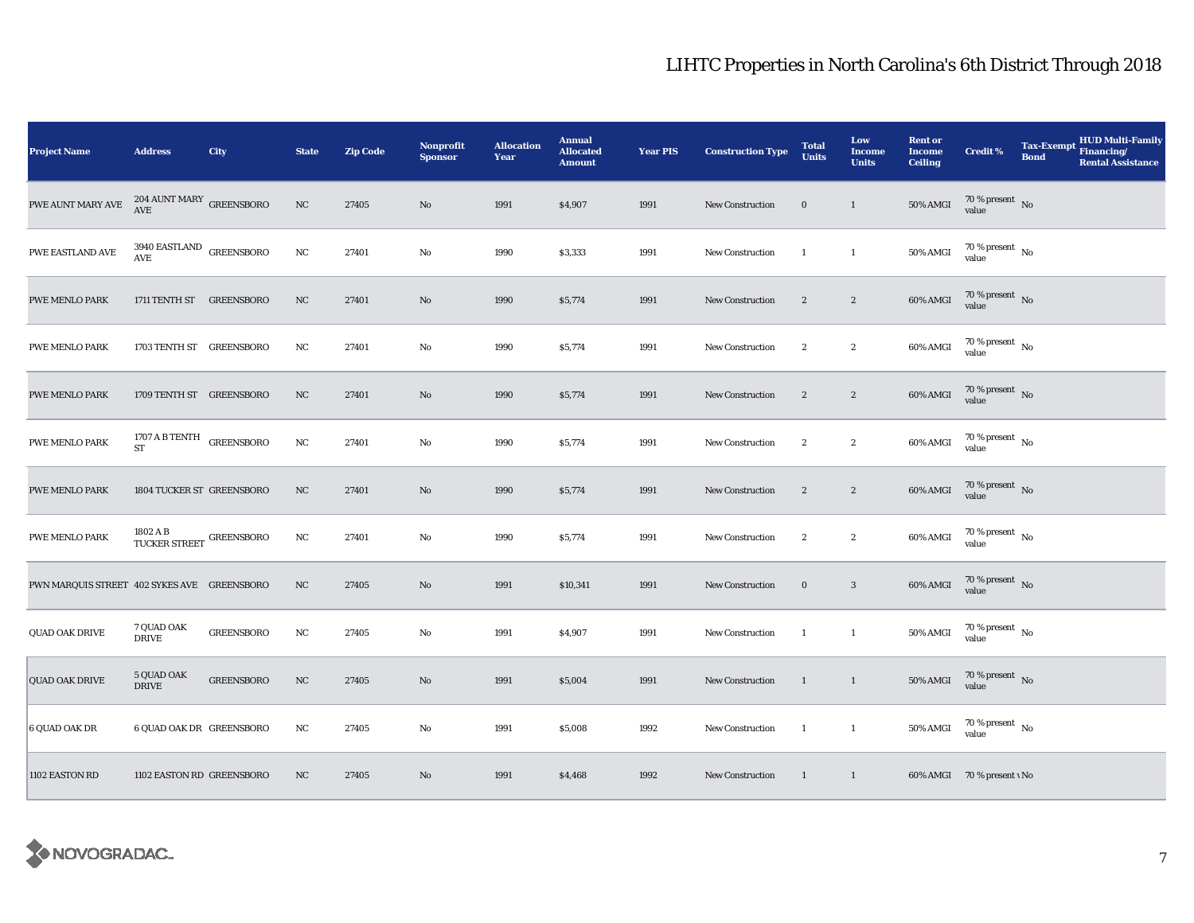# LIHTC Properties in North Carolina's 6th District Through 2018

| Project Name | Address | City | State | Zip Code | Nonprofit Sponsor | Allocation Year | Annual Allocated Amount | Year PIS | Construction Type | Total Units | Low Income Units | Rent or Income Ceiling | Credit % | Tax-Exempt Bond | HUD Multi-Family Financing/ Rental Assistance |
|---|---|---|---|---|---|---|---|---|---|---|---|---|---|---|---|
| PWE AUNT MARY AVE | 204 AUNT MARY AVE | GREENSBORO | NC | 27405 | No | 1991 | $4,907 | 1991 | New Construction | 0 | 1 | 50% AMGI | 70 % present value | No | |
| PWE EASTLAND AVE | 3940 EASTLAND AVE | GREENSBORO | NC | 27401 | No | 1990 | $3,333 | 1991 | New Construction | 1 | 1 | 50% AMGI | 70 % present value | No | |
| PWE MENLO PARK | 1711 TENTH ST | GREENSBORO | NC | 27401 | No | 1990 | $5,774 | 1991 | New Construction | 2 | 2 | 60% AMGI | 70 % present value | No | |
| PWE MENLO PARK | 1703 TENTH ST | GREENSBORO | NC | 27401 | No | 1990 | $5,774 | 1991 | New Construction | 2 | 2 | 60% AMGI | 70 % present value | No | |
| PWE MENLO PARK | 1709 TENTH ST | GREENSBORO | NC | 27401 | No | 1990 | $5,774 | 1991 | New Construction | 2 | 2 | 60% AMGI | 70 % present value | No | |
| PWE MENLO PARK | 1707 A B TENTH ST | GREENSBORO | NC | 27401 | No | 1990 | $5,774 | 1991 | New Construction | 2 | 2 | 60% AMGI | 70 % present value | No | |
| PWE MENLO PARK | 1804 TUCKER ST | GREENSBORO | NC | 27401 | No | 1990 | $5,774 | 1991 | New Construction | 2 | 2 | 60% AMGI | 70 % present value | No | |
| PWE MENLO PARK | 1802 A B TUCKER STREET | GREENSBORO | NC | 27401 | No | 1990 | $5,774 | 1991 | New Construction | 2 | 2 | 60% AMGI | 70 % present value | No | |
| PWN MARQUIS STREET | 402 SYKES AVE | GREENSBORO | NC | 27405 | No | 1991 | $10,341 | 1991 | New Construction | 0 | 3 | 60% AMGI | 70 % present value | No | |
| QUAD OAK DRIVE | 7 QUAD OAK DRIVE | GREENSBORO | NC | 27405 | No | 1991 | $4,907 | 1991 | New Construction | 1 | 1 | 50% AMGI | 70 % present value | No | |
| QUAD OAK DRIVE | 5 QUAD OAK DRIVE | GREENSBORO | NC | 27405 | No | 1991 | $5,004 | 1991 | New Construction | 1 | 1 | 50% AMGI | 70 % present value | No | |
| 6 QUAD OAK DR | 6 QUAD OAK DR | GREENSBORO | NC | 27405 | No | 1991 | $5,008 | 1992 | New Construction | 1 | 1 | 50% AMGI | 70 % present value | No | |
| 1102 EASTON RD | 1102 EASTON RD | GREENSBORO | NC | 27405 | No | 1991 | $4,468 | 1992 | New Construction | 1 | 1 | 60% AMGI | 70 % present value | No | |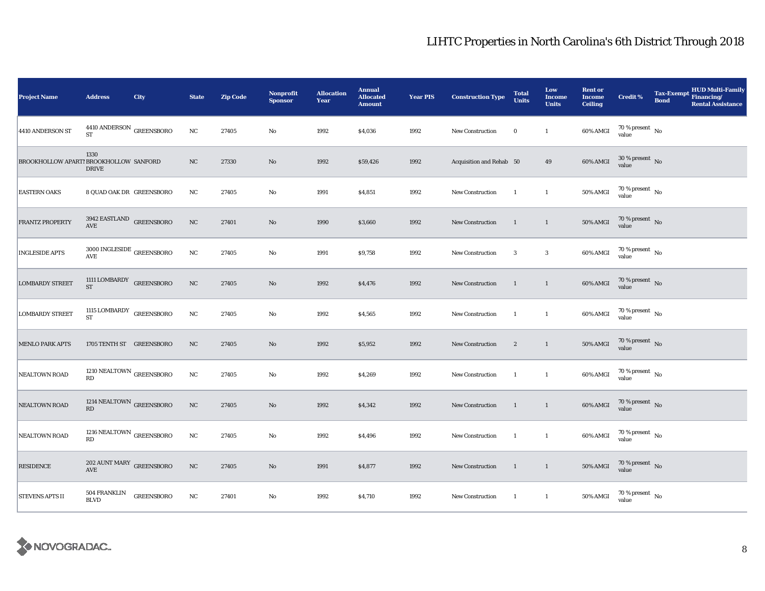# LIHTC Properties in North Carolina's 6th District Through 2018

| Project Name | Address | City | State | Zip Code | Nonprofit Sponsor | Allocation Year | Annual Allocated Amount | Year PIS | Construction Type | Total Units | Low Income Units | Rent or Income Ceiling | Credit % | Tax-Exempt Bond | HUD Multi-Family Financing/ Rental Assistance |
|---|---|---|---|---|---|---|---|---|---|---|---|---|---|---|---|
| 4410 ANDERSON ST | 4410 ANDERSON ST | GREENSBORO | NC | 27405 | No | 1992 | $4,036 | 1992 | New Construction | 0 | 1 | 60% AMGI | 70 % present value | No | |
| BROOKHOLLOW APARTMENTS | 1330 BROOKHOLLOW DRIVE | SANFORD | NC | 27330 | No | 1992 | $59,426 | 1992 | Acquisition and Rehab | 50 | 49 | 60% AMGI | 30 % present value | No | |
| EASTERN OAKS | 8 QUAD OAK DR | GREENSBORO | NC | 27405 | No | 1991 | $4,851 | 1992 | New Construction | 1 | 1 | 50% AMGI | 70 % present value | No | |
| FRANTZ PROPERTY | 3942 EASTLAND AVE | GREENSBORO | NC | 27401 | No | 1990 | $3,660 | 1992 | New Construction | 1 | 1 | 50% AMGI | 70 % present value | No | |
| INGLESIDE APTS | 3000 INGLESIDE AVE | GREENSBORO | NC | 27405 | No | 1991 | $9,758 | 1992 | New Construction | 3 | 3 | 60% AMGI | 70 % present value | No | |
| LOMBARDY STREET | 1111 LOMBARDY ST | GREENSBORO | NC | 27405 | No | 1992 | $4,476 | 1992 | New Construction | 1 | 1 | 60% AMGI | 70 % present value | No | |
| LOMBARDY STREET | 1115 LOMBARDY ST | GREENSBORO | NC | 27405 | No | 1992 | $4,565 | 1992 | New Construction | 1 | 1 | 60% AMGI | 70 % present value | No | |
| MENLO PARK APTS | 1705 TENTH ST | GREENSBORO | NC | 27405 | No | 1992 | $5,952 | 1992 | New Construction | 2 | 1 | 50% AMGI | 70 % present value | No | |
| NEALTOWN ROAD | 1210 NEALTOWN RD | GREENSBORO | NC | 27405 | No | 1992 | $4,269 | 1992 | New Construction | 1 | 1 | 60% AMGI | 70 % present value | No | |
| NEALTOWN ROAD | 1214 NEALTOWN RD | GREENSBORO | NC | 27405 | No | 1992 | $4,342 | 1992 | New Construction | 1 | 1 | 60% AMGI | 70 % present value | No | |
| NEALTOWN ROAD | 1216 NEALTOWN RD | GREENSBORO | NC | 27405 | No | 1992 | $4,496 | 1992 | New Construction | 1 | 1 | 60% AMGI | 70 % present value | No | |
| RESIDENCE | 202 AUNT MARY AVE | GREENSBORO | NC | 27405 | No | 1991 | $4,877 | 1992 | New Construction | 1 | 1 | 50% AMGI | 70 % present value | No | |
| STEVENS APTS II | 504 FRANKLIN BLVD | GREENSBORO | NC | 27401 | No | 1992 | $4,710 | 1992 | New Construction | 1 | 1 | 50% AMGI | 70 % present value | No | |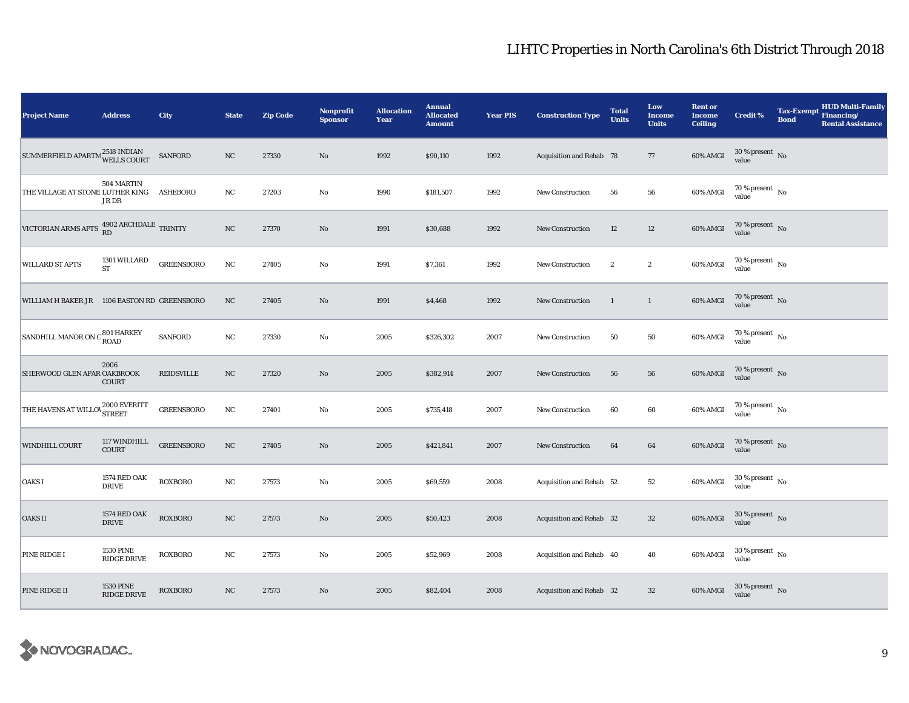# LIHTC Properties in North Carolina's 6th District Through 2018

| Project Name | Address | City | State | Zip Code | Nonprofit Sponsor | Allocation Year | Annual Allocated Amount | Year PIS | Construction Type | Total Units | Low Income Units | Rent or Income Ceiling | Credit % | Tax-Exempt Bond | HUD Multi-Family Financing/ Rental Assistance |
|---|---|---|---|---|---|---|---|---|---|---|---|---|---|---|---|
| SUMMERFIELD APARTM | 2518 INDIAN WELLS COURT | SANFORD | NC | 27330 | No | 1992 | $90,110 | 1992 | Acquisition and Rehab | 78 | 77 | 60% AMGI | 30 % present value | No | |
| THE VILLAGE AT STONE | 504 MARTIN LUTHER KING J R DR | ASHEBORO | NC | 27203 | No | 1990 | $181,507 | 1992 | New Construction | 56 | 56 | 60% AMGI | 70 % present value | No | |
| VICTORIAN ARMS APTS | 4902 ARCHDALE RD | TRINITY | NC | 27370 | No | 1991 | $30,688 | 1992 | New Construction | 12 | 12 | 60% AMGI | 70 % present value | No | |
| WILLARD ST APTS | 1301 WILLARD ST | GREENSBORO | NC | 27405 | No | 1991 | $7,361 | 1992 | New Construction | 2 | 2 | 60% AMGI | 70 % present value | No | |
| WILLIAM H BAKER JR | 1106 EASTON RD | GREENSBORO | NC | 27405 | No | 1991 | $4,468 | 1992 | New Construction | 1 | 1 | 60% AMGI | 70 % present value | No | |
| SANDHILL MANOR ON C | 801 HARKEY ROAD | SANFORD | NC | 27330 | No | 2005 | $326,302 | 2007 | New Construction | 50 | 50 | 60% AMGI | 70 % present value | No | |
| SHERWOOD GLEN APAR | 2006 OAKBROOK COURT | REIDSVILLE | NC | 27320 | No | 2005 | $382,914 | 2007 | New Construction | 56 | 56 | 60% AMGI | 70 % present value | No | |
| THE HAVENS AT WILLOV | 2000 EVERITT STREET | GREENSBORO | NC | 27401 | No | 2005 | $735,418 | 2007 | New Construction | 60 | 60 | 60% AMGI | 70 % present value | No | |
| WINDHILL COURT | 117 WINDHILL COURT | GREENSBORO | NC | 27405 | No | 2005 | $421,841 | 2007 | New Construction | 64 | 64 | 60% AMGI | 70 % present value | No | |
| OAKS I | 1574 RED OAK DRIVE | ROXBORO | NC | 27573 | No | 2005 | $69,559 | 2008 | Acquisition and Rehab | 52 | 52 | 60% AMGI | 30 % present value | No | |
| OAKS II | 1574 RED OAK DRIVE | ROXBORO | NC | 27573 | No | 2005 | $50,423 | 2008 | Acquisition and Rehab | 32 | 32 | 60% AMGI | 30 % present value | No | |
| PINE RIDGE I | 1530 PINE RIDGE DRIVE | ROXBORO | NC | 27573 | No | 2005 | $52,969 | 2008 | Acquisition and Rehab | 40 | 40 | 60% AMGI | 30 % present value | No | |
| PINE RIDGE II | 1530 PINE RIDGE DRIVE | ROXBORO | NC | 27573 | No | 2005 | $82,404 | 2008 | Acquisition and Rehab | 32 | 32 | 60% AMGI | 30 % present value | No | |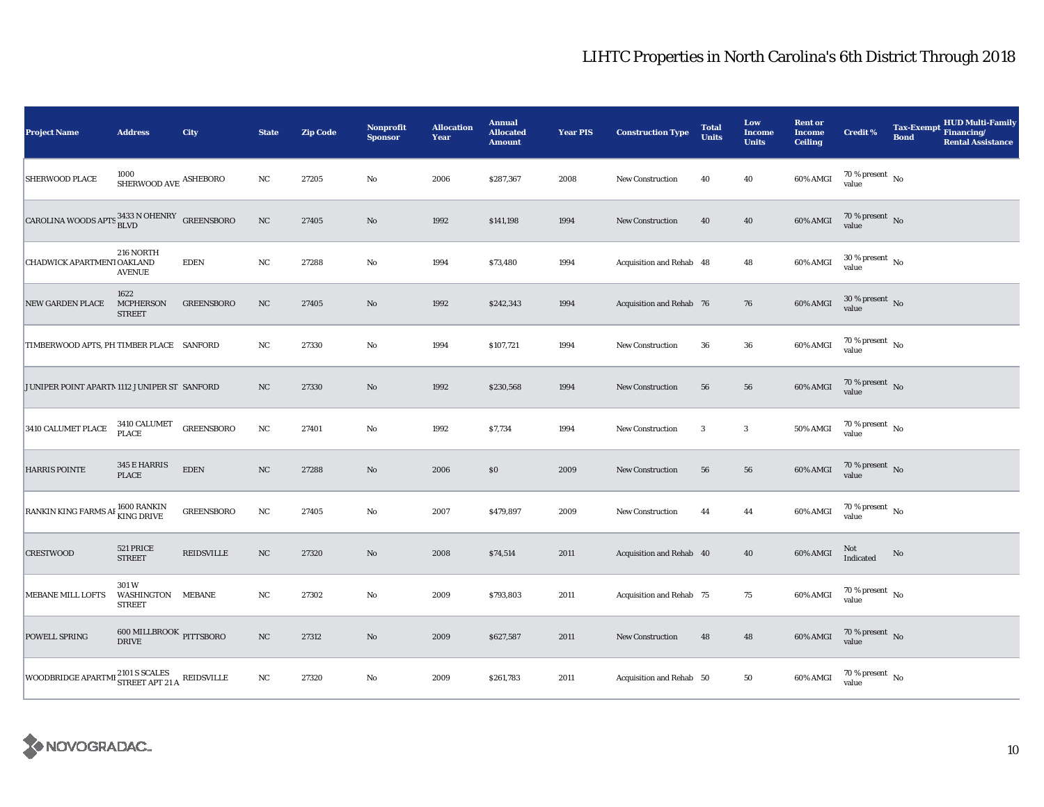# LIHTC Properties in North Carolina's 6th District Through 2018

| Project Name | Address | City | State | Zip Code | Nonprofit Sponsor | Allocation Year | Annual Allocated Amount | Year PIS | Construction Type | Total Units | Low Income Units | Rent or Income Ceiling | Credit % | Tax-Exempt Bond | HUD Multi-Family Financing/ Rental Assistance |
|---|---|---|---|---|---|---|---|---|---|---|---|---|---|---|---|
| SHERWOOD PLACE | 1000 SHERWOOD AVE | ASHEBORO | NC | 27205 | No | 2006 | $287,367 | 2008 | New Construction | 40 | 40 | 60% AMGI | 70 % present value | No | |
| CAROLINA WOODS APTS | 3433 N OHENRY BLVD | GREENSBORO | NC | 27405 | No | 1992 | $141,198 | 1994 | New Construction | 40 | 40 | 60% AMGI | 70 % present value | No | |
| CHADWICK APARTMENT | 216 NORTH OAKLAND AVENUE | EDEN | NC | 27288 | No | 1994 | $73,480 | 1994 | Acquisition and Rehab | 48 | 48 | 60% AMGI | 30 % present value | No | |
| NEW GARDEN PLACE | 1622 MCPHERSON STREET | GREENSBORO | NC | 27405 | No | 1992 | $242,343 | 1994 | Acquisition and Rehab | 76 | 76 | 60% AMGI | 30 % present value | No | |
| TIMBERWOOD APTS, PH | TIMBER PLACE | SANFORD | NC | 27330 | No | 1994 | $107,721 | 1994 | New Construction | 36 | 36 | 60% AMGI | 70 % present value | No | |
| JUNIPER POINT APARTM | 1112 JUNIPER ST | SANFORD | NC | 27330 | No | 1992 | $230,568 | 1994 | New Construction | 56 | 56 | 60% AMGI | 70 % present value | No | |
| 3410 CALUMET PLACE | 3410 CALUMET PLACE | GREENSBORO | NC | 27401 | No | 1992 | $7,734 | 1994 | New Construction | 3 | 3 | 50% AMGI | 70 % present value | No | |
| HARRIS POINTE | 345 E HARRIS PLACE | EDEN | NC | 27288 | No | 2006 | $0 | 2009 | New Construction | 56 | 56 | 60% AMGI | 70 % present value | No | |
| RANKIN KING FARMS AF | 1600 RANKIN KING DRIVE | GREENSBORO | NC | 27405 | No | 2007 | $479,897 | 2009 | New Construction | 44 | 44 | 60% AMGI | 70 % present value | No | |
| CRESTWOOD | 521 PRICE STREET | REIDSVILLE | NC | 27320 | No | 2008 | $74,514 | 2011 | Acquisition and Rehab | 40 | 40 | 60% AMGI | Not Indicated | No | |
| MEBANE MILL LOFTS | 301 W WASHINGTON STREET | MEBANE | NC | 27302 | No | 2009 | $793,803 | 2011 | Acquisition and Rehab | 75 | 75 | 60% AMGI | 70 % present value | No | |
| POWELL SPRING | 600 MILLBROOK DRIVE | PITTSBORO | NC | 27312 | No | 2009 | $627,587 | 2011 | New Construction | 48 | 48 | 60% AMGI | 70 % present value | No | |
| WOODBRIDGE APARTME | 2101 S SCALES STREET APT 21 A | REIDSVILLE | NC | 27320 | No | 2009 | $261,783 | 2011 | Acquisition and Rehab | 50 | 50 | 60% AMGI | 70 % present value | No | |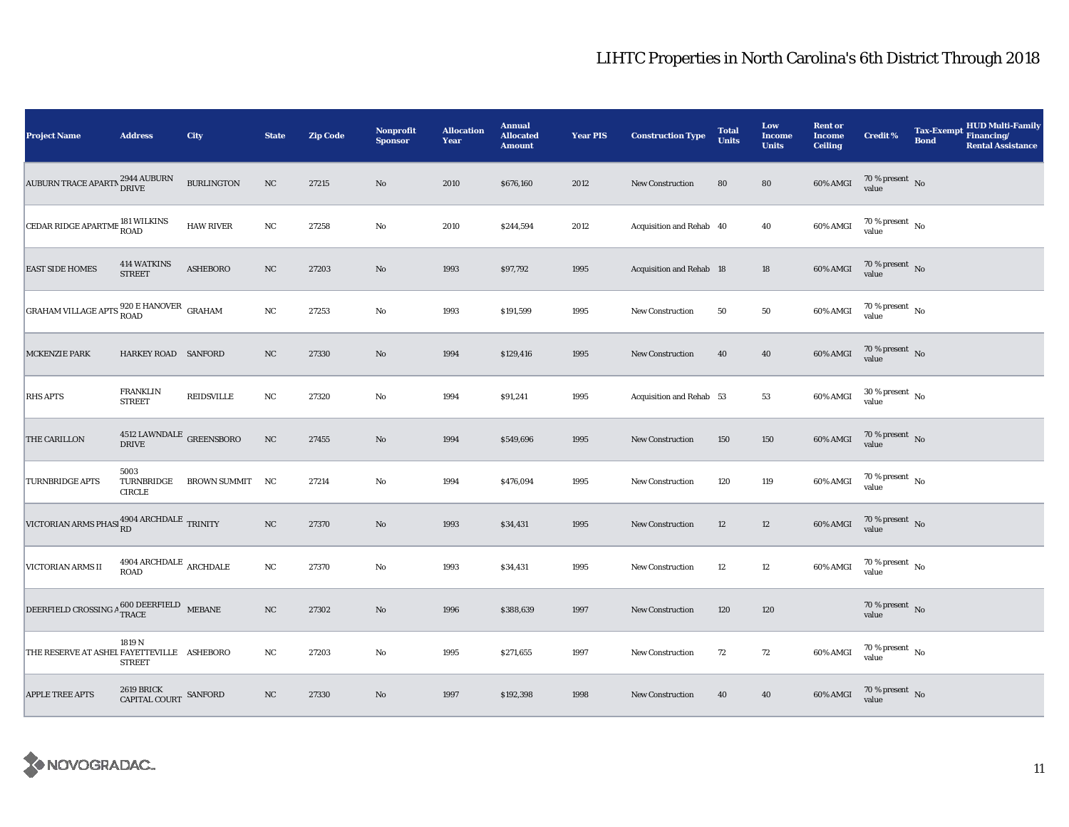# LIHTC Properties in North Carolina's 6th District Through 2018

| Project Name | Address | City | State | Zip Code | Nonprofit Sponsor | Allocation Year | Annual Allocated Amount | Year PIS | Construction Type | Total Units | Low Income Units | Rent or Income Ceiling | Credit % | Tax-Exempt Bond | HUD Multi-Family Financing/ Rental Assistance |
|---|---|---|---|---|---|---|---|---|---|---|---|---|---|---|---|
| AUBURN TRACE APARTM | 2944 AUBURN DRIVE | BURLINGTON | NC | 27215 | No | 2010 | $676,160 | 2012 | New Construction | 80 | 80 | 60% AMGI | 70 % present value | No | |
| CEDAR RIDGE APARTME | 181 WILKINS ROAD | HAW RIVER | NC | 27258 | No | 2010 | $244,594 | 2012 | Acquisition and Rehab | 40 | 40 | 60% AMGI | 70 % present value | No | |
| EAST SIDE HOMES | 414 WATKINS STREET | ASHEBORO | NC | 27203 | No | 1993 | $97,792 | 1995 | Acquisition and Rehab | 18 | 18 | 60% AMGI | 70 % present value | No | |
| GRAHAM VILLAGE APTS | 920 E HANOVER ROAD | GRAHAM | NC | 27253 | No | 1993 | $191,599 | 1995 | New Construction | 50 | 50 | 60% AMGI | 70 % present value | No | |
| MCKENZIE PARK | HARKEY ROAD | SANFORD | NC | 27330 | No | 1994 | $129,416 | 1995 | New Construction | 40 | 40 | 60% AMGI | 70 % present value | No | |
| RHS APTS | FRANKLIN STREET | REIDSVILLE | NC | 27320 | No | 1994 | $91,241 | 1995 | Acquisition and Rehab | 53 | 53 | 60% AMGI | 30 % present value | No | |
| THE CARILLON | 4512 LAWNDALE DRIVE | GREENSBORO | NC | 27455 | No | 1994 | $549,696 | 1995 | New Construction | 150 | 150 | 60% AMGI | 70 % present value | No | |
| TURNBRIDGE APTS | 5003 TURNBRIDGE CIRCLE | BROWN SUMMIT | NC | 27214 | No | 1994 | $476,094 | 1995 | New Construction | 120 | 119 | 60% AMGI | 70 % present value | No | |
| VICTORIAN ARMS PHASI | 4904 ARCHDALE RD | TRINITY | NC | 27370 | No | 1993 | $34,431 | 1995 | New Construction | 12 | 12 | 60% AMGI | 70 % present value | No | |
| VICTORIAN ARMS II | 4904 ARCHDALE ROAD | ARCHDALE | NC | 27370 | No | 1993 | $34,431 | 1995 | New Construction | 12 | 12 | 60% AMGI | 70 % present value | No | |
| DEERFIELD CROSSING A | 600 DEERFIELD TRACE | MEBANE | NC | 27302 | No | 1996 | $388,639 | 1997 | New Construction | 120 | 120 | | 70 % present value | No | |
| THE RESERVE AT ASHEI | 1819 N FAYETTEVILLE STREET | ASHEBORO | NC | 27203 | No | 1995 | $271,655 | 1997 | New Construction | 72 | 72 | 60% AMGI | 70 % present value | No | |
| APPLE TREE APTS | 2619 BRICK CAPITAL COURT | SANFORD | NC | 27330 | No | 1997 | $192,398 | 1998 | New Construction | 40 | 40 | 60% AMGI | 70 % present value | No | |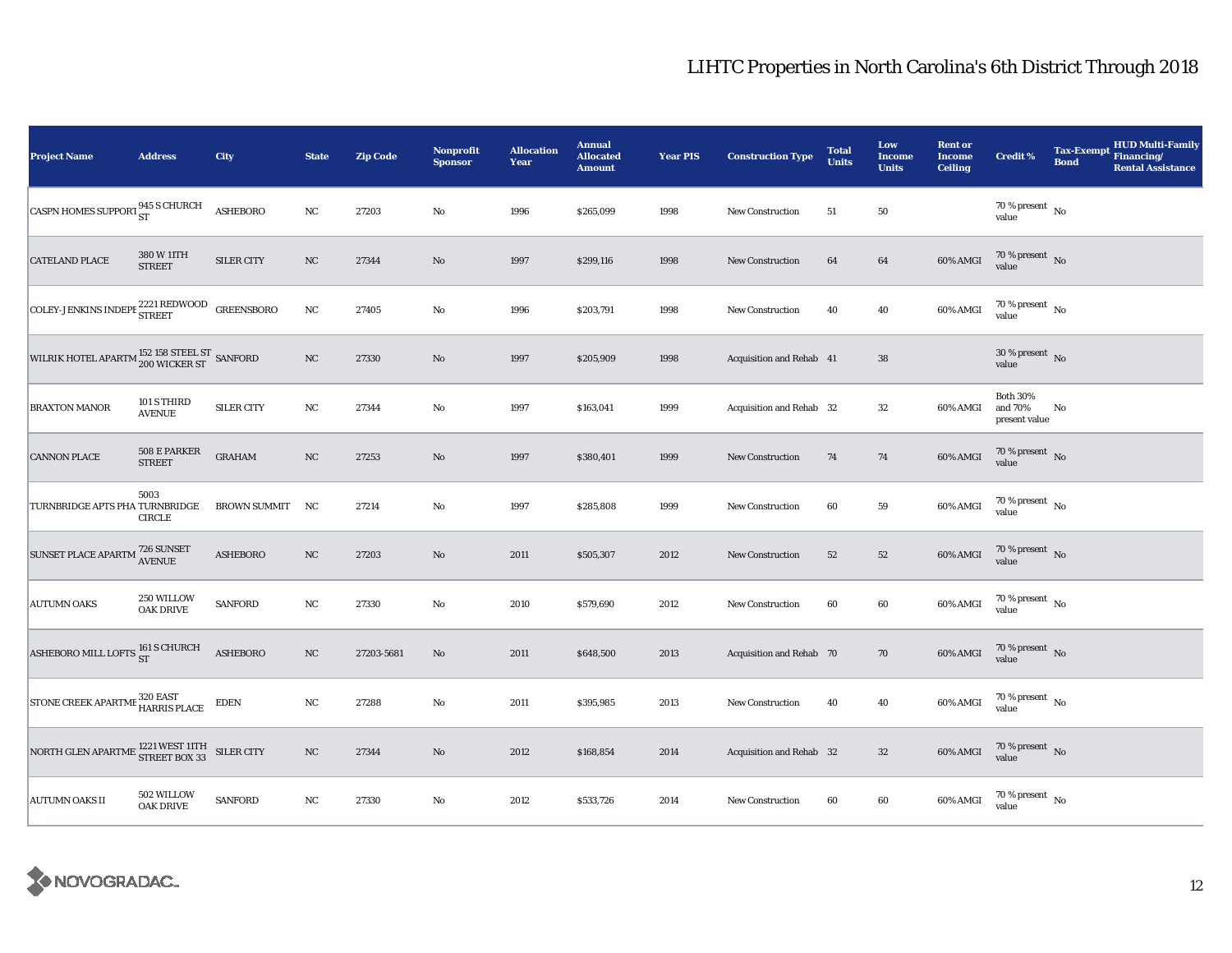# LIHTC Properties in North Carolina's 6th District Through 2018

| Project Name | Address | City | State | Zip Code | Nonprofit Sponsor | Allocation Year | Annual Allocated Amount | Year PIS | Construction Type | Total Units | Low Income Units | Rent or Income Ceiling | Credit % | Tax-Exempt Bond | HUD Multi-Family Financing/ Rental Assistance |
|---|---|---|---|---|---|---|---|---|---|---|---|---|---|---|---|
| CASPN HOMES SUPPORT | 945 S CHURCH ST | ASHEBORO | NC | 27203 | No | 1996 | $265,099 | 1998 | New Construction | 51 | 50 | | 70 % present value | No | |
| CATELAND PLACE | 380 W 11TH STREET | SILER CITY | NC | 27344 | No | 1997 | $299,116 | 1998 | New Construction | 64 | 64 | 60% AMGI | 70 % present value | No | |
| COLEY-JENKINS INDEPE | 2221 REDWOOD STREET | GREENSBORO | NC | 27405 | No | 1996 | $203,791 | 1998 | New Construction | 40 | 40 | 60% AMGI | 70 % present value | No | |
| WILRIK HOTEL APARTM | 152 158 STEEL ST 200 WICKER ST | SANFORD | NC | 27330 | No | 1997 | $205,909 | 1998 | Acquisition and Rehab | 41 | 38 | | 30 % present value | No | |
| BRAXTON MANOR | 101 S THIRD AVENUE | SILER CITY | NC | 27344 | No | 1997 | $163,041 | 1999 | Acquisition and Rehab | 32 | 32 | 60% AMGI | Both 30% and 70% present value | No | |
| CANNON PLACE | 508 E PARKER STREET | GRAHAM | NC | 27253 | No | 1997 | $380,401 | 1999 | New Construction | 74 | 74 | 60% AMGI | 70 % present value | No | |
| TURNBRIDGE APTS PHA | 5003 TURNBRIDGE CIRCLE | BROWN SUMMIT | NC | 27214 | No | 1997 | $285,808 | 1999 | New Construction | 60 | 59 | 60% AMGI | 70 % present value | No | |
| SUNSET PLACE APARTM | 726 SUNSET AVENUE | ASHEBORO | NC | 27203 | No | 2011 | $505,307 | 2012 | New Construction | 52 | 52 | 60% AMGI | 70 % present value | No | |
| AUTUMN OAKS | 250 WILLOW OAK DRIVE | SANFORD | NC | 27330 | No | 2010 | $579,690 | 2012 | New Construction | 60 | 60 | 60% AMGI | 70 % present value | No | |
| ASHEBORO MILL LOFTS | 161 S CHURCH ST | ASHEBORO | NC | 27203-5681 | No | 2011 | $648,500 | 2013 | Acquisition and Rehab | 70 | 70 | 60% AMGI | 70 % present value | No | |
| STONE CREEK APARTME | 320 EAST HARRIS PLACE | EDEN | NC | 27288 | No | 2011 | $395,985 | 2013 | New Construction | 40 | 40 | 60% AMGI | 70 % present value | No | |
| NORTH GLEN APARTME | 1221 WEST 11TH STREET BOX 33 | SILER CITY | NC | 27344 | No | 2012 | $168,854 | 2014 | Acquisition and Rehab | 32 | 32 | 60% AMGI | 70 % present value | No | |
| AUTUMN OAKS II | 502 WILLOW OAK DRIVE | SANFORD | NC | 27330 | No | 2012 | $533,726 | 2014 | New Construction | 60 | 60 | 60% AMGI | 70 % present value | No | |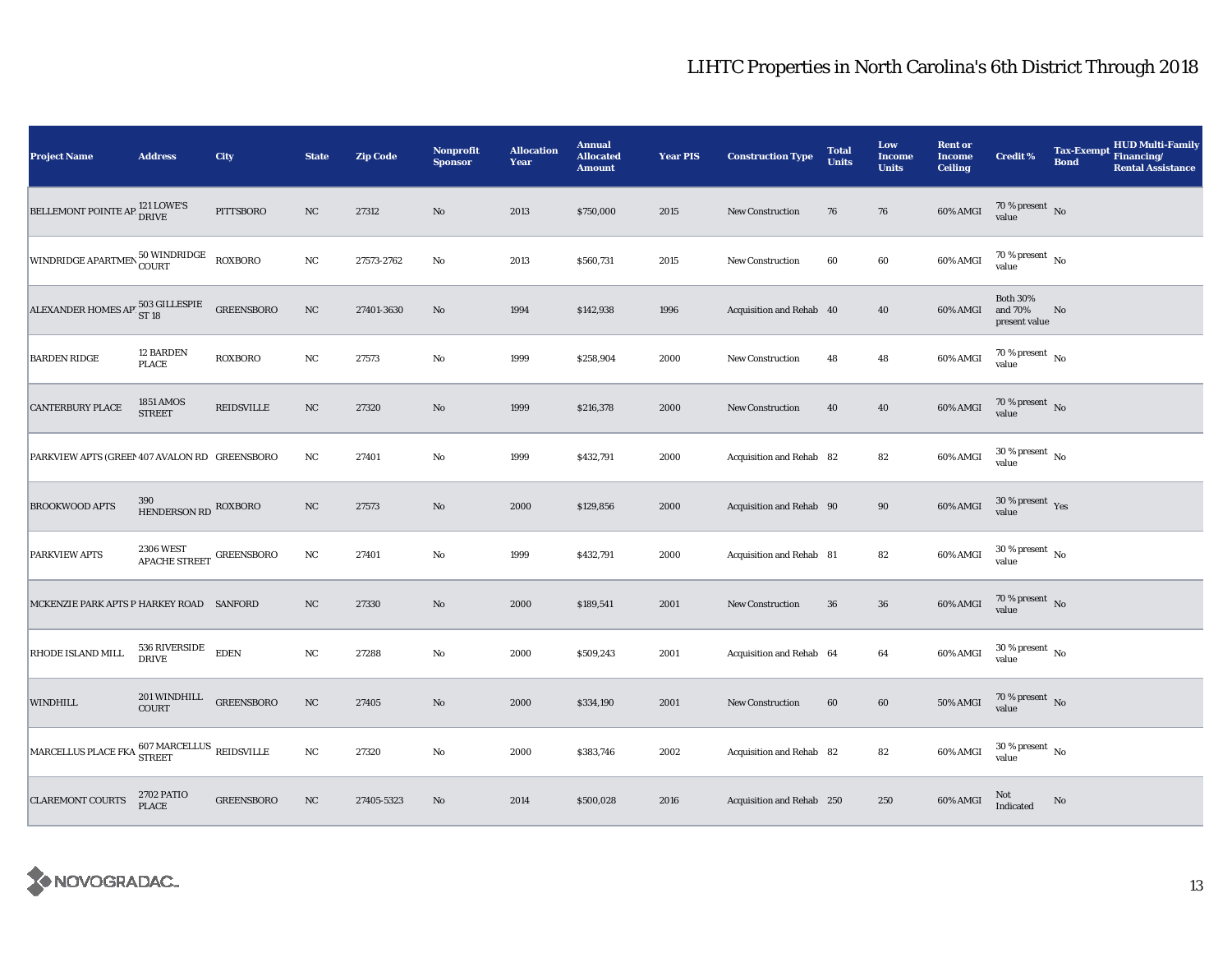# LIHTC Properties in North Carolina's 6th District Through 2018

| Project Name | Address | City | State | Zip Code | Nonprofit Sponsor | Allocation Year | Annual Allocated Amount | Year PIS | Construction Type | Total Units | Low Income Units | Rent or Income Ceiling | Credit % | Tax-Exempt Bond | HUD Multi-Family Financing/ Rental Assistance |
|---|---|---|---|---|---|---|---|---|---|---|---|---|---|---|---|
| BELLEMONT POINTE AP. | 121 LOWE'S DRIVE | PITTSBORO | NC | 27312 | No | 2013 | $750,000 | 2015 | New Construction | 76 | 76 | 60% AMGI | 70 % present value | No | |
| WINDRIDGE APARTMEN | 50 WINDRIDGE COURT | ROXBORO | NC | 27573-2762 | No | 2013 | $560,731 | 2015 | New Construction | 60 | 60 | 60% AMGI | 70 % present value | No | |
| ALEXANDER HOMES AP | 503 GILLESPIE ST 18 | GREENSBORO | NC | 27401-3630 | No | 1994 | $142,938 | 1996 | Acquisition and Rehab | 40 | 40 | 60% AMGI | Both 30% and 70% present value | No | |
| BARDEN RIDGE | 12 BARDEN PLACE | ROXBORO | NC | 27573 | No | 1999 | $258,904 | 2000 | New Construction | 48 | 48 | 60% AMGI | 70 % present value | No | |
| CANTERBURY PLACE | 1851 AMOS STREET | REIDSVILLE | NC | 27320 | No | 1999 | $216,378 | 2000 | New Construction | 40 | 40 | 60% AMGI | 70 % present value | No | |
| PARKVIEW APTS (GREEN | 407 AVALON RD | GREENSBORO | NC | 27401 | No | 1999 | $432,791 | 2000 | Acquisition and Rehab | 82 | 82 | 60% AMGI | 30 % present value | No | |
| BROOKWOOD APTS | 390 HENDERSON RD | ROXBORO | NC | 27573 | No | 2000 | $129,856 | 2000 | Acquisition and Rehab | 90 | 90 | 60% AMGI | 30 % present value | Yes | |
| PARKVIEW APTS | 2306 WEST APACHE STREET | GREENSBORO | NC | 27401 | No | 1999 | $432,791 | 2000 | Acquisition and Rehab | 81 | 82 | 60% AMGI | 30 % present value | No | |
| MCKENZIE PARK APTS P | HARKEY ROAD | SANFORD | NC | 27330 | No | 2000 | $189,541 | 2001 | New Construction | 36 | 36 | 60% AMGI | 70 % present value | No | |
| RHODE ISLAND MILL | 536 RIVERSIDE DRIVE | EDEN | NC | 27288 | No | 2000 | $509,243 | 2001 | Acquisition and Rehab | 64 | 64 | 60% AMGI | 30 % present value | No | |
| WINDHILL | 201 WINDHILL COURT | GREENSBORO | NC | 27405 | No | 2000 | $334,190 | 2001 | New Construction | 60 | 60 | 50% AMGI | 70 % present value | No | |
| MARCELLUS PLACE FKA | 607 MARCELLUS STREET | REIDSVILLE | NC | 27320 | No | 2000 | $383,746 | 2002 | Acquisition and Rehab | 82 | 82 | 60% AMGI | 30 % present value | No | |
| CLAREMONT COURTS | 2702 PATIO PLACE | GREENSBORO | NC | 27405-5323 | No | 2014 | $500,028 | 2016 | Acquisition and Rehab | 250 | 250 | 60% AMGI | Not Indicated | No | |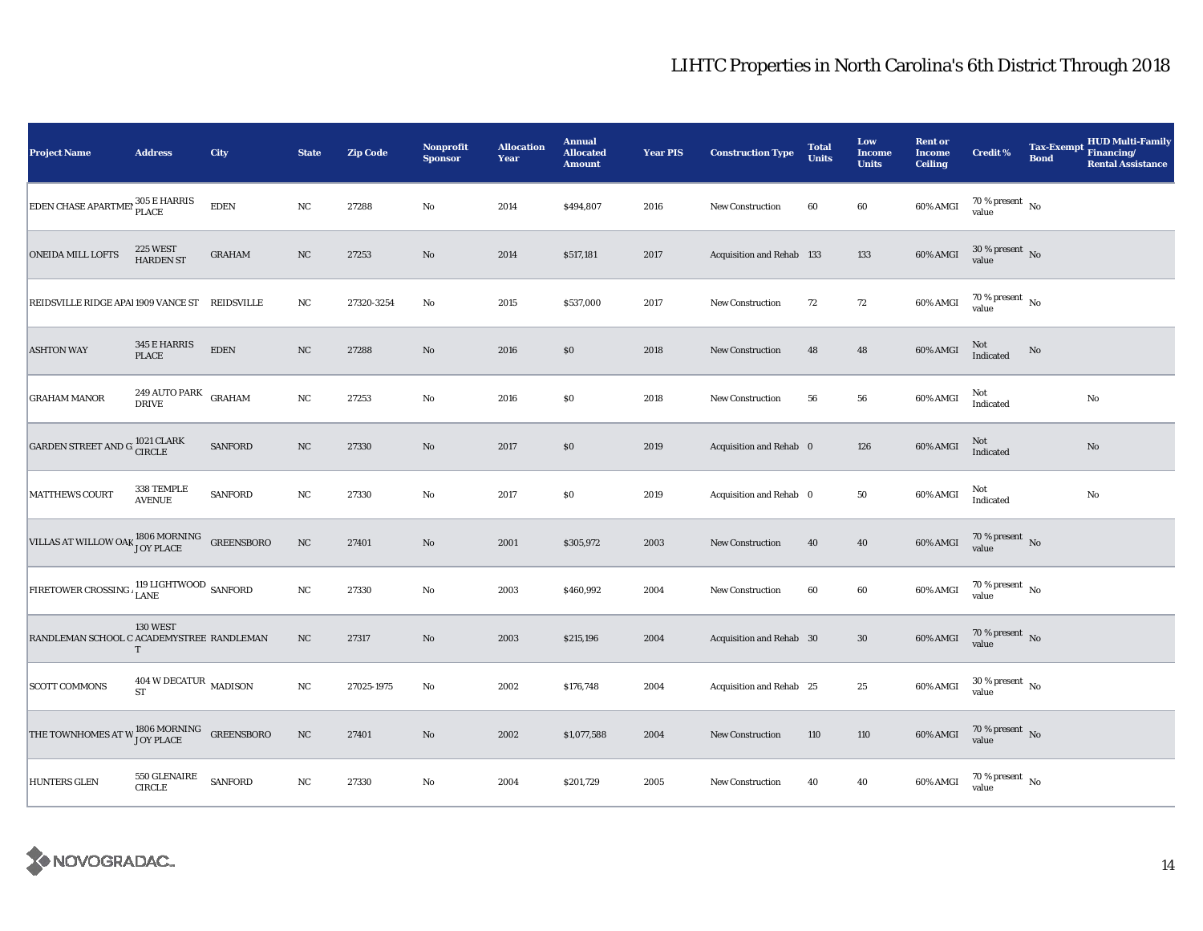# LIHTC Properties in North Carolina's 6th District Through 2018

| Project Name | Address | City | State | Zip Code | Nonprofit Sponsor | Allocation Year | Annual Allocated Amount | Year PIS | Construction Type | Total Units | Low Income Units | Rent or Income Ceiling | Credit % | Tax-Exempt Bond | HUD Multi-Family Financing/ Rental Assistance |
|---|---|---|---|---|---|---|---|---|---|---|---|---|---|---|---|
| EDEN CHASE APARTMEN | 305 E HARRIS PLACE | EDEN | NC | 27288 | No | 2014 | $494,807 | 2016 | New Construction | 60 | 60 | 60% AMGI | 70 % present value | No | |
| ONEIDA MILL LOFTS | 225 WEST HARDEN ST | GRAHAM | NC | 27253 | No | 2014 | $517,181 | 2017 | Acquisition and Rehab | 133 | 133 | 60% AMGI | 30 % present value | No | |
| REIDSVILLE RIDGE APAI | 1909 VANCE ST | REIDSVILLE | NC | 27320-3254 | No | 2015 | $537,000 | 2017 | New Construction | 72 | 72 | 60% AMGI | 70 % present value | No | |
| ASHTON WAY | 345 E HARRIS PLACE | EDEN | NC | 27288 | No | 2016 | $0 | 2018 | New Construction | 48 | 48 | 60% AMGI | Not Indicated | No | |
| GRAHAM MANOR | 249 AUTO PARK DRIVE | GRAHAM | NC | 27253 | No | 2016 | $0 | 2018 | New Construction | 56 | 56 | 60% AMGI | Not Indicated | | No |
| GARDEN STREET AND G | 1021 CLARK CIRCLE | SANFORD | NC | 27330 | No | 2017 | $0 | 2019 | Acquisition and Rehab | 0 | 126 | 60% AMGI | Not Indicated | | No |
| MATTHEWS COURT | 338 TEMPLE AVENUE | SANFORD | NC | 27330 | No | 2017 | $0 | 2019 | Acquisition and Rehab | 0 | 50 | 60% AMGI | Not Indicated | | No |
| VILLAS AT WILLOW OAK | 1806 MORNING JOY PLACE | GREENSBORO | NC | 27401 | No | 2001 | $305,972 | 2003 | New Construction | 40 | 40 | 60% AMGI | 70 % present value | No | |
| FIRETOWER CROSSING / | 119 LIGHTWOOD LANE | SANFORD | NC | 27330 | No | 2003 | $460,992 | 2004 | New Construction | 60 | 60 | 60% AMGI | 70 % present value | No | |
| RANDLEMAN SCHOOL C | 130 WEST ACADEMYSTREET | RANDLEMAN | NC | 27317 | No | 2003 | $215,196 | 2004 | Acquisition and Rehab | 30 | 30 | 60% AMGI | 70 % present value | No | |
| SCOTT COMMONS | 404 W DECATUR ST | MADISON | NC | 27025-1975 | No | 2002 | $176,748 | 2004 | Acquisition and Rehab | 25 | 25 | 60% AMGI | 30 % present value | No | |
| THE TOWNHOMES AT W | 1806 MORNING JOY PLACE | GREENSBORO | NC | 27401 | No | 2002 | $1,077,588 | 2004 | New Construction | 110 | 110 | 60% AMGI | 70 % present value | No | |
| HUNTERS GLEN | 550 GLENAIRE CIRCLE | SANFORD | NC | 27330 | No | 2004 | $201,729 | 2005 | New Construction | 40 | 40 | 60% AMGI | 70 % present value | No | |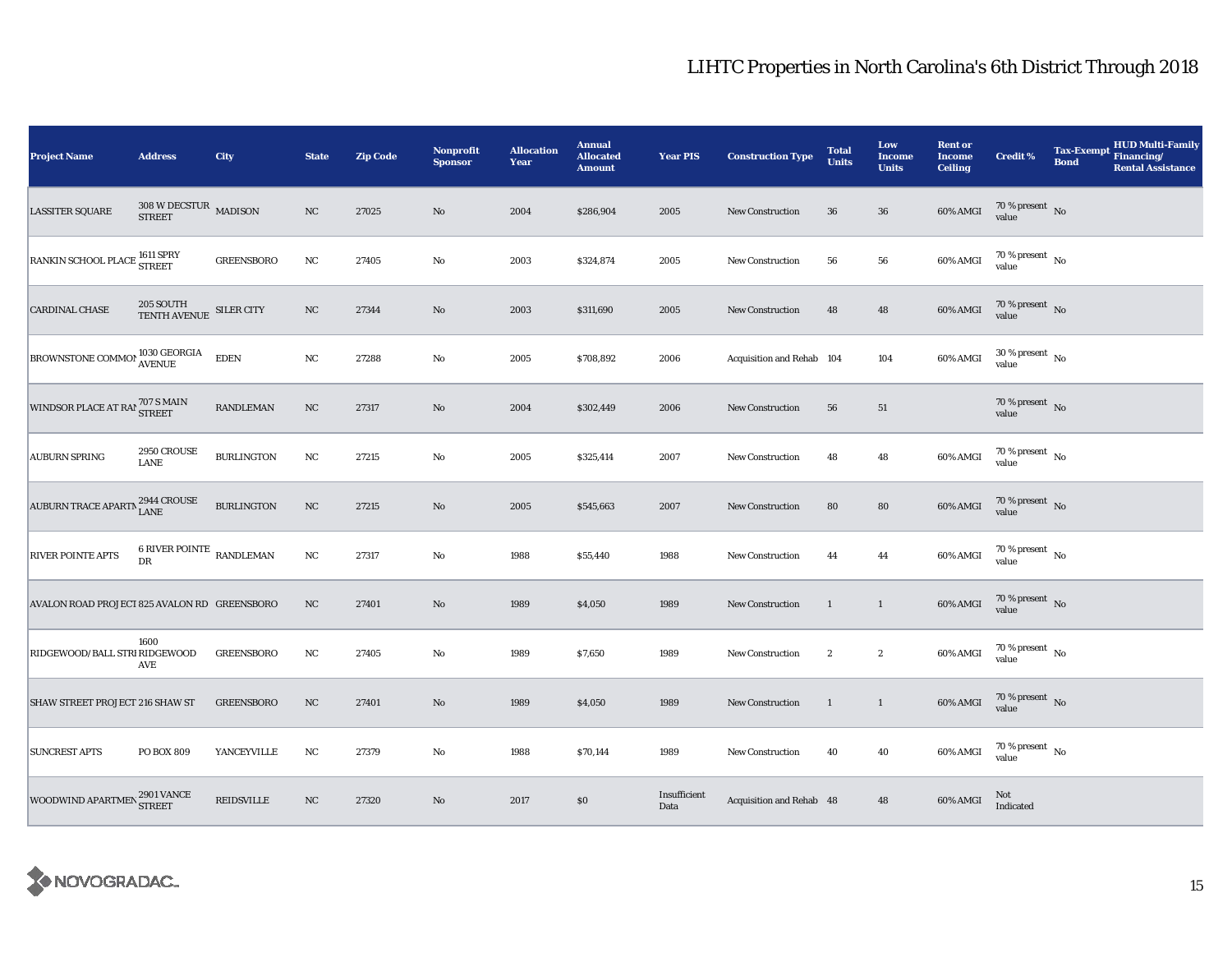# LIHTC Properties in North Carolina's 6th District Through 2018

| Project Name | Address | City | State | Zip Code | Nonprofit Sponsor | Allocation Year | Annual Allocated Amount | Year PIS | Construction Type | Total Units | Low Income Units | Rent or Income Ceiling | Credit % | Tax-Exempt Bond | HUD Multi-Family Financing/ Rental Assistance |
|---|---|---|---|---|---|---|---|---|---|---|---|---|---|---|---|
| LASSITER SQUARE | 308 W DECSTUR STREET | MADISON | NC | 27025 | No | 2004 | $286,904 | 2005 | New Construction | 36 | 36 | 60% AMGI | 70 % present value | No | |
| RANKIN SCHOOL PLACE | 1611 SPRY STREET | GREENSBORO | NC | 27405 | No | 2003 | $324,874 | 2005 | New Construction | 56 | 56 | 60% AMGI | 70 % present value | No | |
| CARDINAL CHASE | 205 SOUTH TENTH AVENUE | SILER CITY | NC | 27344 | No | 2003 | $311,690 | 2005 | New Construction | 48 | 48 | 60% AMGI | 70 % present value | No | |
| BROWNSTONE COMMON | 1030 GEORGIA AVENUE | EDEN | NC | 27288 | No | 2005 | $708,892 | 2006 | Acquisition and Rehab | 104 | 104 | 60% AMGI | 30 % present value | No | |
| WINDSOR PLACE AT RAN | 707 S MAIN STREET | RANDLEMAN | NC | 27317 | No | 2004 | $302,449 | 2006 | New Construction | 56 | 51 | | 70 % present value | No | |
| AUBURN SPRING | 2950 CROUSE LANE | BURLINGTON | NC | 27215 | No | 2005 | $325,414 | 2007 | New Construction | 48 | 48 | 60% AMGI | 70 % present value | No | |
| AUBURN TRACE APARTM | 2944 CROUSE LANE | BURLINGTON | NC | 27215 | No | 2005 | $545,663 | 2007 | New Construction | 80 | 80 | 60% AMGI | 70 % present value | No | |
| RIVER POINTE APTS | 6 RIVER POINTE DR | RANDLEMAN | NC | 27317 | No | 1988 | $55,440 | 1988 | New Construction | 44 | 44 | 60% AMGI | 70 % present value | No | |
| AVALON ROAD PROJECT | 825 AVALON RD | GREENSBORO | NC | 27401 | No | 1989 | $4,050 | 1989 | New Construction | 1 | 1 | 60% AMGI | 70 % present value | No | |
| RIDGEWOOD/BALL STRE | 1600 RIDGEWOOD AVE | GREENSBORO | NC | 27405 | No | 1989 | $7,650 | 1989 | New Construction | 2 | 2 | 60% AMGI | 70 % present value | No | |
| SHAW STREET PROJECT | 216 SHAW ST | GREENSBORO | NC | 27401 | No | 1989 | $4,050 | 1989 | New Construction | 1 | 1 | 60% AMGI | 70 % present value | No | |
| SUNCREST APTS | PO BOX 809 | YANCEYVILLE | NC | 27379 | No | 1988 | $70,144 | 1989 | New Construction | 40 | 40 | 60% AMGI | 70 % present value | No | |
| WOODWIND APARTMEN | 2901 VANCE STREET | REIDSVILLE | NC | 27320 | No | 2017 | $0 | Insufficient Data | Acquisition and Rehab | 48 | 48 | 60% AMGI | Not Indicated | | |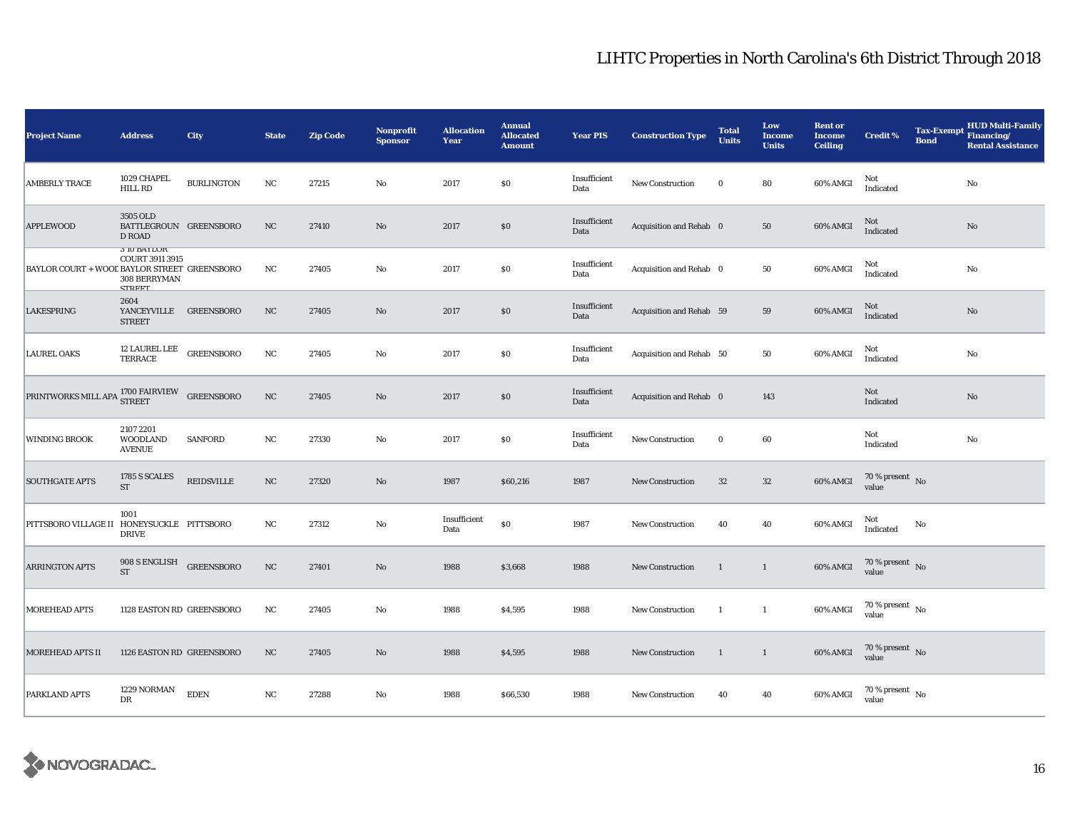# LIHTC Properties in North Carolina's 6th District Through 2018

| Project Name | Address | City | State | Zip Code | Nonprofit Sponsor | Allocation Year | Annual Allocated Amount | Year PIS | Construction Type | Total Units | Low Income Units | Rent or Income Ceiling | Credit % | Tax-Exempt Bond | HUD Multi-Family Financing/ Rental Assistance |
|---|---|---|---|---|---|---|---|---|---|---|---|---|---|---|---|
| AMBERLY TRACE | 1029 CHAPEL HILL RD | BURLINGTON | NC | 27215 | No | 2017 | $0 | Insufficient Data | New Construction | 0 | 80 | 60% AMGI | Not Indicated | | No |
| APPLEWOOD | 3505 OLD BATTLEGROUND ROAD | GREENSBORO | NC | 27410 | No | 2017 | $0 | Insufficient Data | Acquisition and Rehab | 0 | 50 | 60% AMGI | Not Indicated | | No |
| BAYLOR COURT + WOOI | 3 10 BAYLOR COURT 3911 3915 BAYLOR STREET 308 BERRYMAN STREET | GREENSBORO | NC | 27405 | No | 2017 | $0 | Insufficient Data | Acquisition and Rehab | 0 | 50 | 60% AMGI | Not Indicated | | No |
| LAKESPRING | 2604 YANCEYVILLE STREET | GREENSBORO | NC | 27405 | No | 2017 | $0 | Insufficient Data | Acquisition and Rehab | 59 | 59 | 60% AMGI | Not Indicated | | No |
| LAUREL OAKS | 12 LAUREL LEE TERRACE | GREENSBORO | NC | 27405 | No | 2017 | $0 | Insufficient Data | Acquisition and Rehab | 50 | 50 | 60% AMGI | Not Indicated | | No |
| PRINTWORKS MILL APA | 1700 FAIRVIEW STREET | GREENSBORO | NC | 27405 | No | 2017 | $0 | Insufficient Data | Acquisition and Rehab | 0 | 143 | | Not Indicated | | No |
| WINDING BROOK | 2107 2201 WOODLAND AVENUE | SANFORD | NC | 27330 | No | 2017 | $0 | Insufficient Data | New Construction | 0 | 60 | | Not Indicated | | No |
| SOUTHGATE APTS | 1785 S SCALES ST | REIDSVILLE | NC | 27320 | No | 1987 | $60,216 | 1987 | New Construction | 32 | 32 | 60% AMGI | 70 % present value | No | |
| PITTSBORO VILLAGE II | 1001 HONEYSUCKLE DRIVE | PITTSBORO | NC | 27312 | No | Insufficient Data | $0 | 1987 | New Construction | 40 | 40 | 60% AMGI | Not Indicated | No | |
| ARRINGTON APTS | 908 S ENGLISH ST | GREENSBORO | NC | 27401 | No | 1988 | $3,668 | 1988 | New Construction | 1 | 1 | 60% AMGI | 70 % present value | No | |
| MOREHEAD APTS | 1128 EASTON RD | GREENSBORO | NC | 27405 | No | 1988 | $4,595 | 1988 | New Construction | 1 | 1 | 60% AMGI | 70 % present value | No | |
| MOREHEAD APTS II | 1126 EASTON RD | GREENSBORO | NC | 27405 | No | 1988 | $4,595 | 1988 | New Construction | 1 | 1 | 60% AMGI | 70 % present value | No | |
| PARKLAND APTS | 1229 NORMAN DR | EDEN | NC | 27288 | No | 1988 | $66,530 | 1988 | New Construction | 40 | 40 | 60% AMGI | 70 % present value | No | |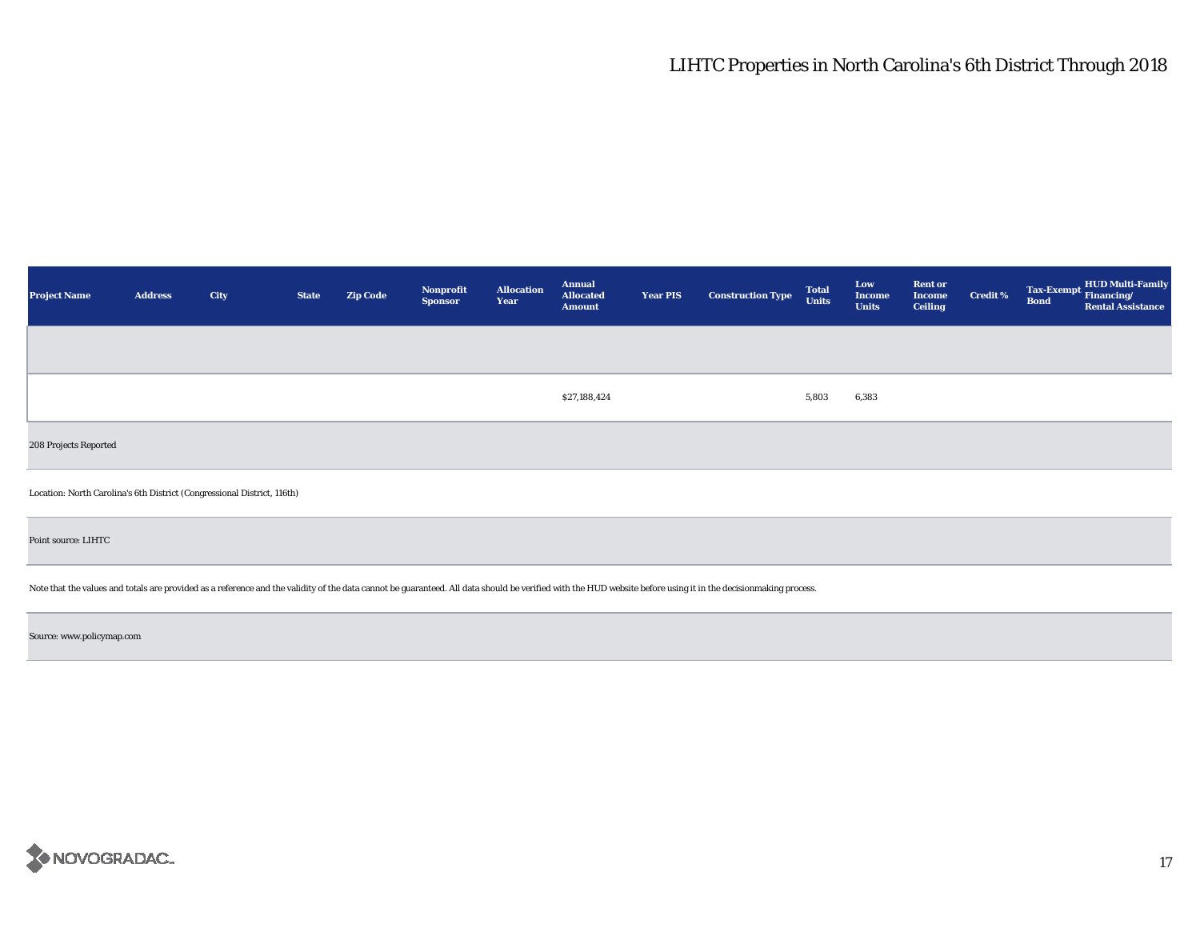# LIHTC Properties in North Carolina's 6th District Through 2018

| Project Name | Address | City | State | Zip Code | Nonprofit Sponsor | Allocation Year | Annual Allocated Amount | Year PIS | Construction Type | Total Units | Low Income Units | Rent or Income Ceiling | Credit % | Tax-Exempt Bond | HUD Multi-Family Financing/ Rental Assistance |
|---|---|---|---|---|---|---|---|---|---|---|---|---|---|---|---|
| | | | | | | | | | | | | | | | |
| | | | | | | | $27,188,424 | | | 5,803 | 6,383 | | | | |

208 Projects Reported

Location: North Carolina's 6th District (Congressional District, 116th)

Point source: LIHTC

Note that the values and totals are provided as a reference and the validity of the data cannot be guaranteed. All data should be verified with the HUD website before using it in the decisionmaking process.

Source: www.policymap.com